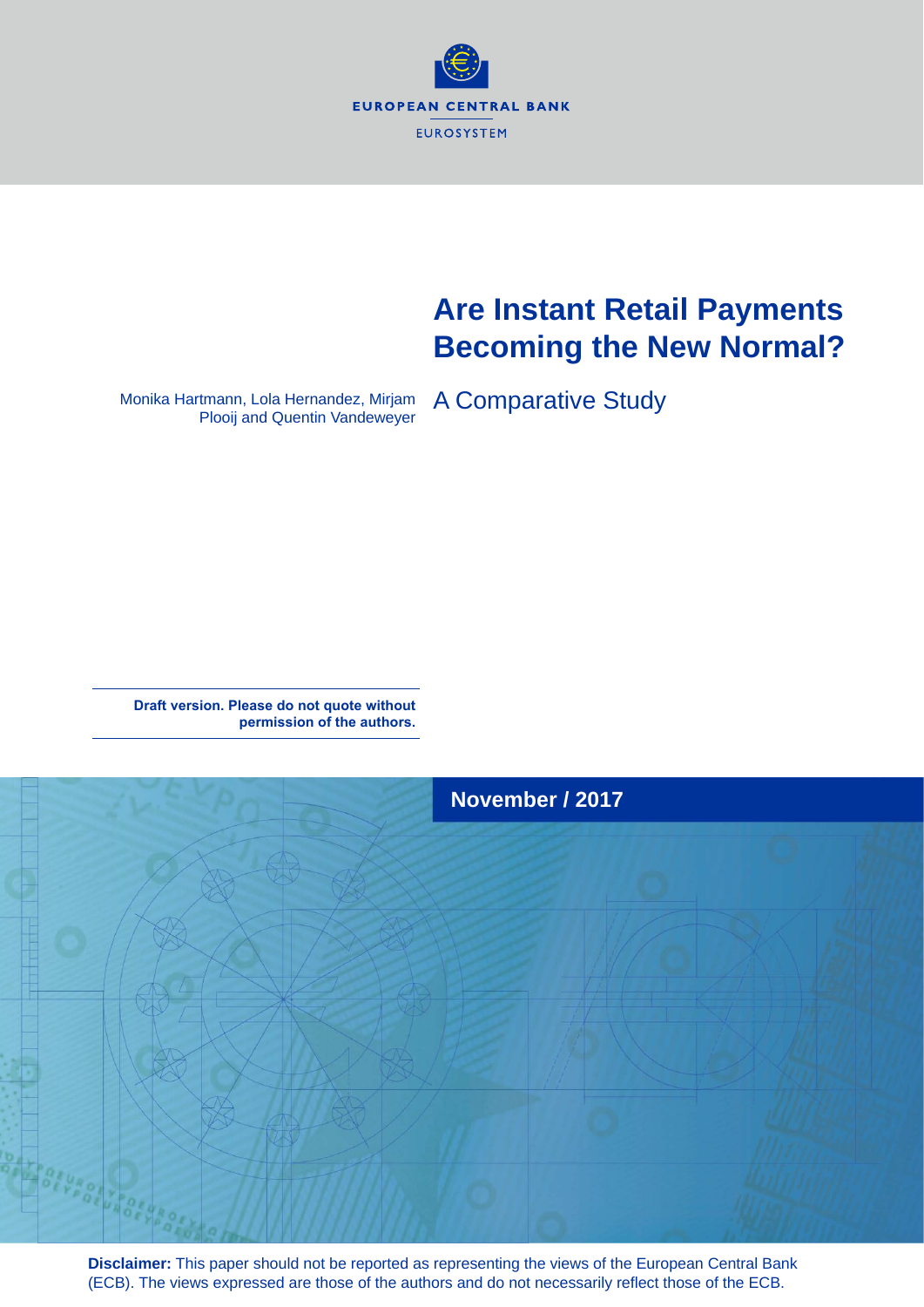EUROPEAN CENTRAL BANK

EUROSYSTEM

# Are Instant Retail Payments Becoming the New Normal?

## A Comparative Study

Monika Hartmann, Lola Hernandez, Mirjam Plooij and Quentin Vandeweyer

**Draft version. Please do not quote without permission of the authors.**

**November / 2017**

**Disclaimer:** This paper should not be reported as representing the views of the European Central Bank (ECB). The views expressed are those of the authors and do not necessarily reflect those of the ECB.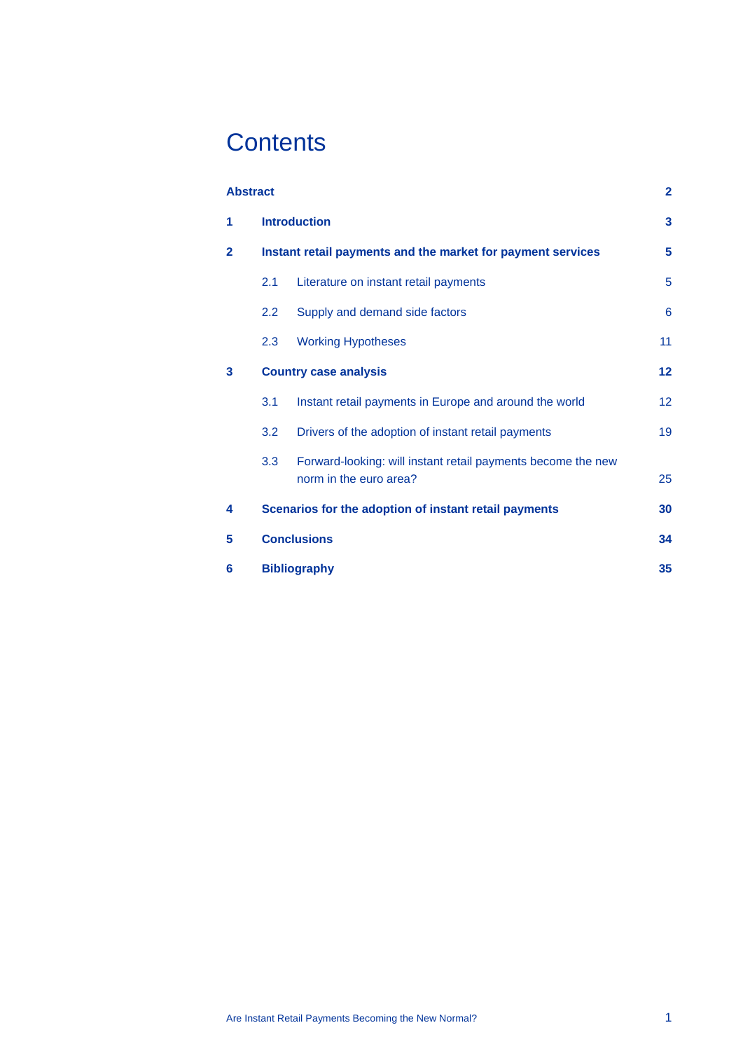# Contents

| | | |
|---|---|---|
| **Abstract** | | **2** |
| **1** | **Introduction** | **3** |
| **2** | **Instant retail payments and the market for payment services** | **5** |
| | 2.1 Literature on instant retail payments | 5 |
| | 2.2 Supply and demand side factors | 6 |
| | 2.3 Working Hypotheses | 11 |
| **3** | **Country case analysis** | **12** |
| | 3.1 Instant retail payments in Europe and around the world | 12 |
| | 3.2 Drivers of the adoption of instant retail payments | 19 |
| | 3.3 Forward-looking: will instant retail payments become the new norm in the euro area? | 25 |
| **4** | **Scenarios for the adoption of instant retail payments** | **30** |
| **5** | **Conclusions** | **34** |
| **6** | **Bibliography** | **35** |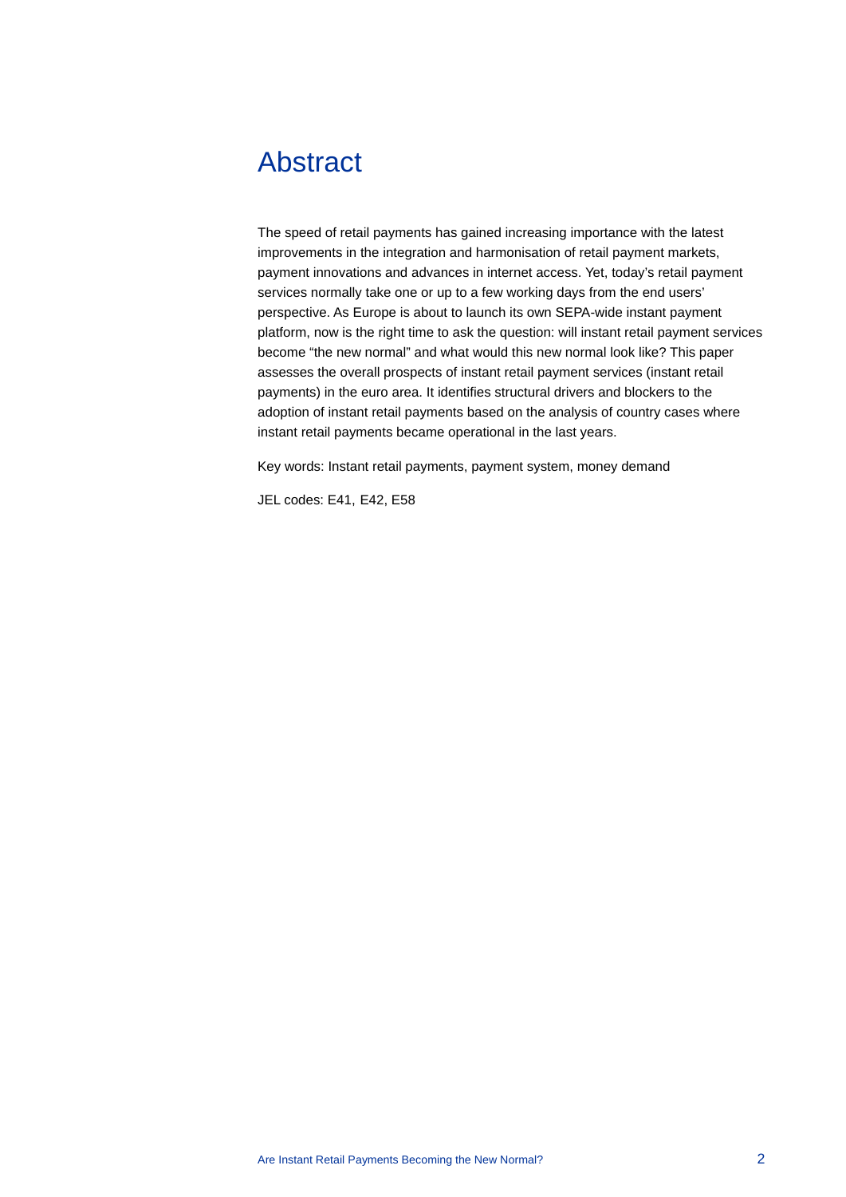# Abstract

The speed of retail payments has gained increasing importance with the latest improvements in the integration and harmonisation of retail payment markets, payment innovations and advances in internet access. Yet, today's retail payment services normally take one or up to a few working days from the end users' perspective. As Europe is about to launch its own SEPA-wide instant payment platform, now is the right time to ask the question: will instant retail payment services become "the new normal" and what would this new normal look like? This paper assesses the overall prospects of instant retail payment services (instant retail payments) in the euro area. It identifies structural drivers and blockers to the adoption of instant retail payments based on the analysis of country cases where instant retail payments became operational in the last years.

Key words: Instant retail payments, payment system, money demand

JEL codes: E41, E42, E58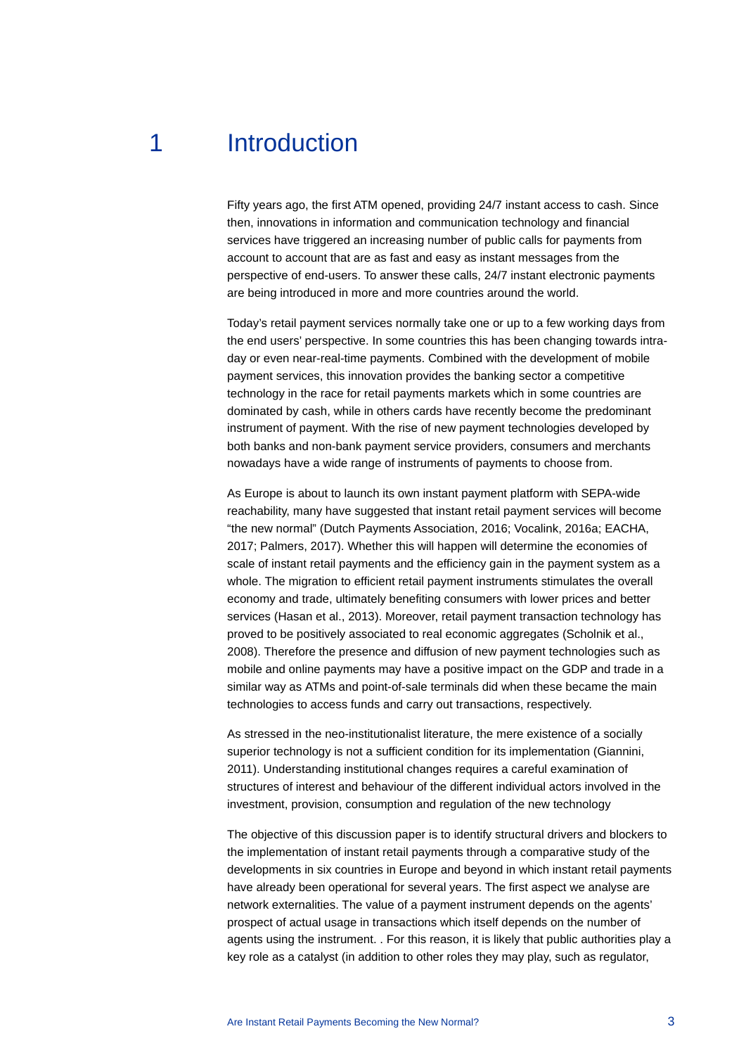# 1 Introduction

Fifty years ago, the first ATM opened, providing 24/7 instant access to cash. Since then, innovations in information and communication technology and financial services have triggered an increasing number of public calls for payments from account to account that are as fast and easy as instant messages from the perspective of end-users. To answer these calls, 24/7 instant electronic payments are being introduced in more and more countries around the world.

Today's retail payment services normally take one or up to a few working days from the end users' perspective. In some countries this has been changing towards intra-day or even near-real-time payments. Combined with the development of mobile payment services, this innovation provides the banking sector a competitive technology in the race for retail payments markets which in some countries are dominated by cash, while in others cards have recently become the predominant instrument of payment. With the rise of new payment technologies developed by both banks and non-bank payment service providers, consumers and merchants nowadays have a wide range of instruments of payments to choose from.

As Europe is about to launch its own instant payment platform with SEPA-wide reachability, many have suggested that instant retail payment services will become "the new normal" (Dutch Payments Association, 2016; Vocalink, 2016a; EACHA, 2017; Palmers, 2017). Whether this will happen will determine the economies of scale of instant retail payments and the efficiency gain in the payment system as a whole. The migration to efficient retail payment instruments stimulates the overall economy and trade, ultimately benefiting consumers with lower prices and better services (Hasan et al., 2013). Moreover, retail payment transaction technology has proved to be positively associated to real economic aggregates (Scholnik et al., 2008). Therefore the presence and diffusion of new payment technologies such as mobile and online payments may have a positive impact on the GDP and trade in a similar way as ATMs and point-of-sale terminals did when these became the main technologies to access funds and carry out transactions, respectively.

As stressed in the neo-institutionalist literature, the mere existence of a socially superior technology is not a sufficient condition for its implementation (Giannini, 2011). Understanding institutional changes requires a careful examination of structures of interest and behaviour of the different individual actors involved in the investment, provision, consumption and regulation of the new technology

The objective of this discussion paper is to identify structural drivers and blockers to the implementation of instant retail payments through a comparative study of the developments in six countries in Europe and beyond in which instant retail payments have already been operational for several years. The first aspect we analyse are network externalities. The value of a payment instrument depends on the agents' prospect of actual usage in transactions which itself depends on the number of agents using the instrument. . For this reason, it is likely that public authorities play a key role as a catalyst (in addition to other roles they may play, such as regulator,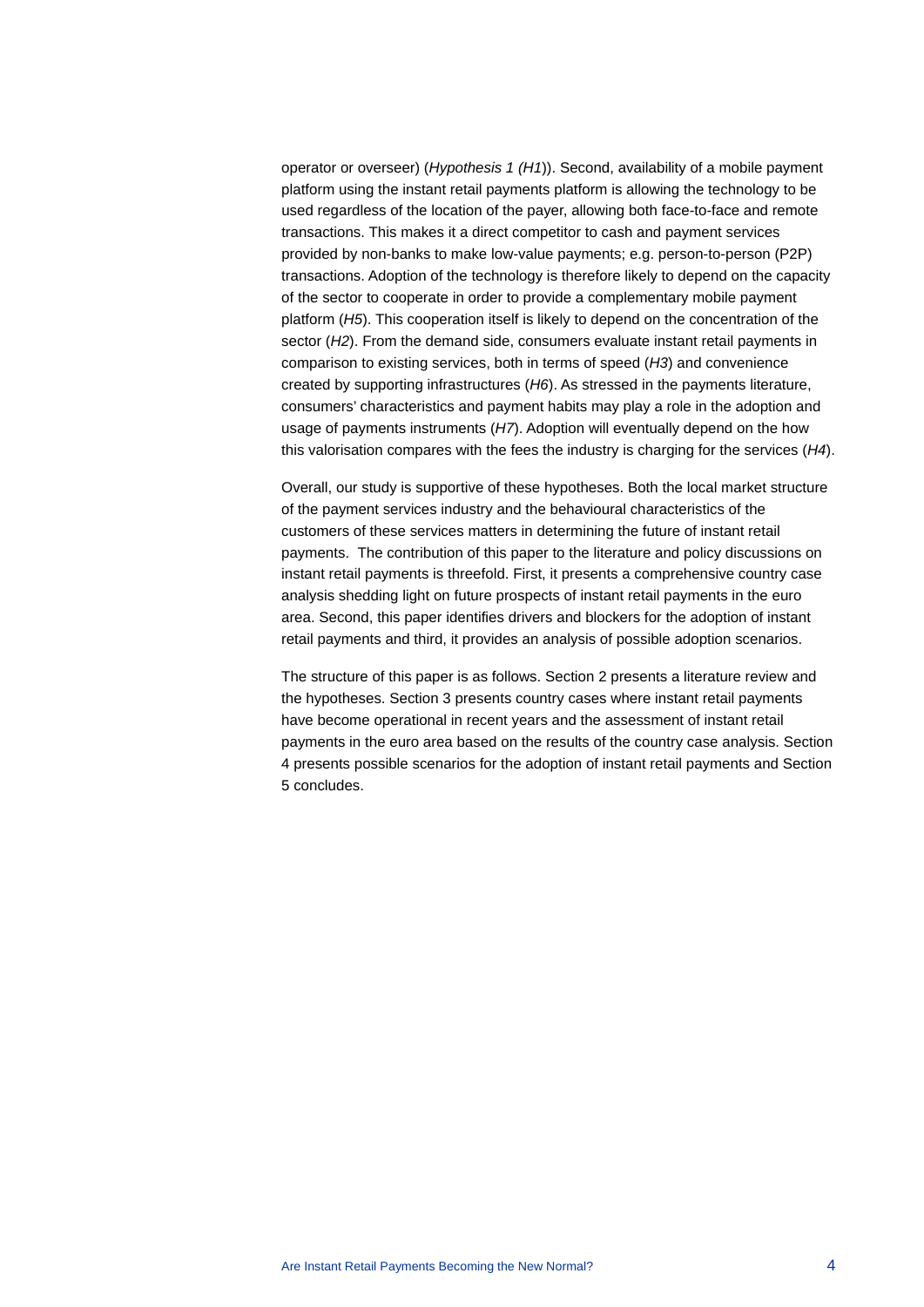operator or overseer) (*Hypothesis 1 (H1)*). Second, availability of a mobile payment platform using the instant retail payments platform is allowing the technology to be used regardless of the location of the payer, allowing both face-to-face and remote transactions. This makes it a direct competitor to cash and payment services provided by non-banks to make low-value payments; e.g. person-to-person (P2P) transactions. Adoption of the technology is therefore likely to depend on the capacity of the sector to cooperate in order to provide a complementary mobile payment platform (*H5*). This cooperation itself is likely to depend on the concentration of the sector (*H2*). From the demand side, consumers evaluate instant retail payments in comparison to existing services, both in terms of speed (*H3*) and convenience created by supporting infrastructures (*H6*). As stressed in the payments literature, consumers' characteristics and payment habits may play a role in the adoption and usage of payments instruments (*H7*). Adoption will eventually depend on the how this valorisation compares with the fees the industry is charging for the services (*H4*).

Overall, our study is supportive of these hypotheses. Both the local market structure of the payment services industry and the behavioural characteristics of the customers of these services matters in determining the future of instant retail payments. The contribution of this paper to the literature and policy discussions on instant retail payments is threefold. First, it presents a comprehensive country case analysis shedding light on future prospects of instant retail payments in the euro area. Second, this paper identifies drivers and blockers for the adoption of instant retail payments and third, it provides an analysis of possible adoption scenarios.

The structure of this paper is as follows. Section 2 presents a literature review and the hypotheses. Section 3 presents country cases where instant retail payments have become operational in recent years and the assessment of instant retail payments in the euro area based on the results of the country case analysis. Section 4 presents possible scenarios for the adoption of instant retail payments and Section 5 concludes.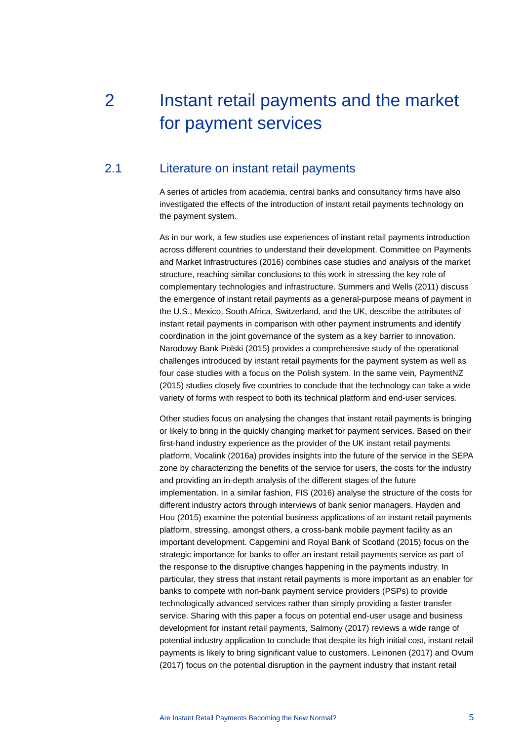# 2 Instant retail payments and the market for payment services

## 2.1 Literature on instant retail payments

A series of articles from academia, central banks and consultancy firms have also investigated the effects of the introduction of instant retail payments technology on the payment system.

As in our work, a few studies use experiences of instant retail payments introduction across different countries to understand their development. Committee on Payments and Market Infrastructures (2016) combines case studies and analysis of the market structure, reaching similar conclusions to this work in stressing the key role of complementary technologies and infrastructure. Summers and Wells (2011) discuss the emergence of instant retail payments as a general-purpose means of payment in the U.S., Mexico, South Africa, Switzerland, and the UK, describe the attributes of instant retail payments in comparison with other payment instruments and identify coordination in the joint governance of the system as a key barrier to innovation. Narodowy Bank Polski (2015) provides a comprehensive study of the operational challenges introduced by instant retail payments for the payment system as well as four case studies with a focus on the Polish system. In the same vein, PaymentNZ (2015) studies closely five countries to conclude that the technology can take a wide variety of forms with respect to both its technical platform and end-user services.

Other studies focus on analysing the changes that instant retail payments is bringing or likely to bring in the quickly changing market for payment services. Based on their first-hand industry experience as the provider of the UK instant retail payments platform, Vocalink (2016a) provides insights into the future of the service in the SEPA zone by characterizing the benefits of the service for users, the costs for the industry and providing an in-depth analysis of the different stages of the future implementation. In a similar fashion, FIS (2016) analyse the structure of the costs for different industry actors through interviews of bank senior managers. Hayden and Hou (2015) examine the potential business applications of an instant retail payments platform, stressing, amongst others, a cross-bank mobile payment facility as an important development. Capgemini and Royal Bank of Scotland (2015) focus on the strategic importance for banks to offer an instant retail payments service as part of the response to the disruptive changes happening in the payments industry. In particular, they stress that instant retail payments is more important as an enabler for banks to compete with non-bank payment service providers (PSPs) to provide technologically advanced services rather than simply providing a faster transfer service. Sharing with this paper a focus on potential end-user usage and business development for instant retail payments, Salmony (2017) reviews a wide range of potential industry application to conclude that despite its high initial cost, instant retail payments is likely to bring significant value to customers. Leinonen (2017) and Ovum (2017) focus on the potential disruption in the payment industry that instant retail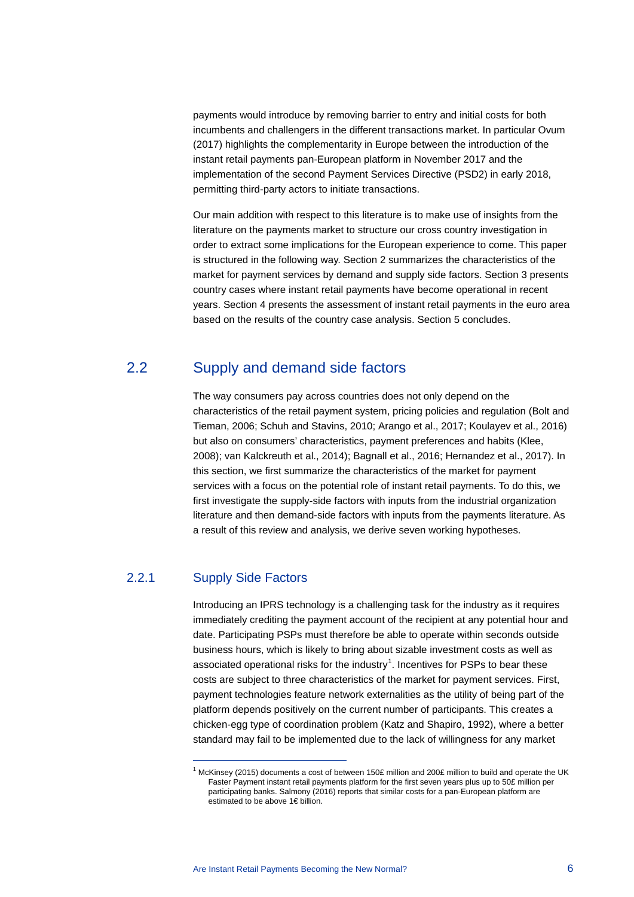payments would introduce by removing barrier to entry and initial costs for both incumbents and challengers in the different transactions market. In particular Ovum (2017) highlights the complementarity in Europe between the introduction of the instant retail payments pan-European platform in November 2017 and the implementation of the second Payment Services Directive (PSD2) in early 2018, permitting third-party actors to initiate transactions.

Our main addition with respect to this literature is to make use of insights from the literature on the payments market to structure our cross country investigation in order to extract some implications for the European experience to come. This paper is structured in the following way. Section 2 summarizes the characteristics of the market for payment services by demand and supply side factors. Section 3 presents country cases where instant retail payments have become operational in recent years. Section 4 presents the assessment of instant retail payments in the euro area based on the results of the country case analysis. Section 5 concludes.

## 2.2 Supply and demand side factors

The way consumers pay across countries does not only depend on the characteristics of the retail payment system, pricing policies and regulation (Bolt and Tieman, 2006; Schuh and Stavins, 2010; Arango et al., 2017; Koulayev et al., 2016) but also on consumers' characteristics, payment preferences and habits (Klee, 2008); van Kalckreuth et al., 2014); Bagnall et al., 2016; Hernandez et al., 2017). In this section, we first summarize the characteristics of the market for payment services with a focus on the potential role of instant retail payments. To do this, we first investigate the supply-side factors with inputs from the industrial organization literature and then demand-side factors with inputs from the payments literature. As a result of this review and analysis, we derive seven working hypotheses.

### 2.2.1 Supply Side Factors

Introducing an IPRS technology is a challenging task for the industry as it requires immediately crediting the payment account of the recipient at any potential hour and date. Participating PSPs must therefore be able to operate within seconds outside business hours, which is likely to bring about sizable investment costs as well as associated operational risks for the industry[1]. Incentives for PSPs to bear these costs are subject to three characteristics of the market for payment services. First, payment technologies feature network externalities as the utility of being part of the platform depends positively on the current number of participants. This creates a chicken-egg type of coordination problem (Katz and Shapiro, 1992), where a better standard may fail to be implemented due to the lack of willingness for any market

---

[1] McKinsey (2015) documents a cost of between 150£ million and 200£ million to build and operate the UK Faster Payment instant retail payments platform for the first seven years plus up to 50£ million per participating banks. Salmony (2016) reports that similar costs for a pan-European platform are estimated to be above 1€ billion.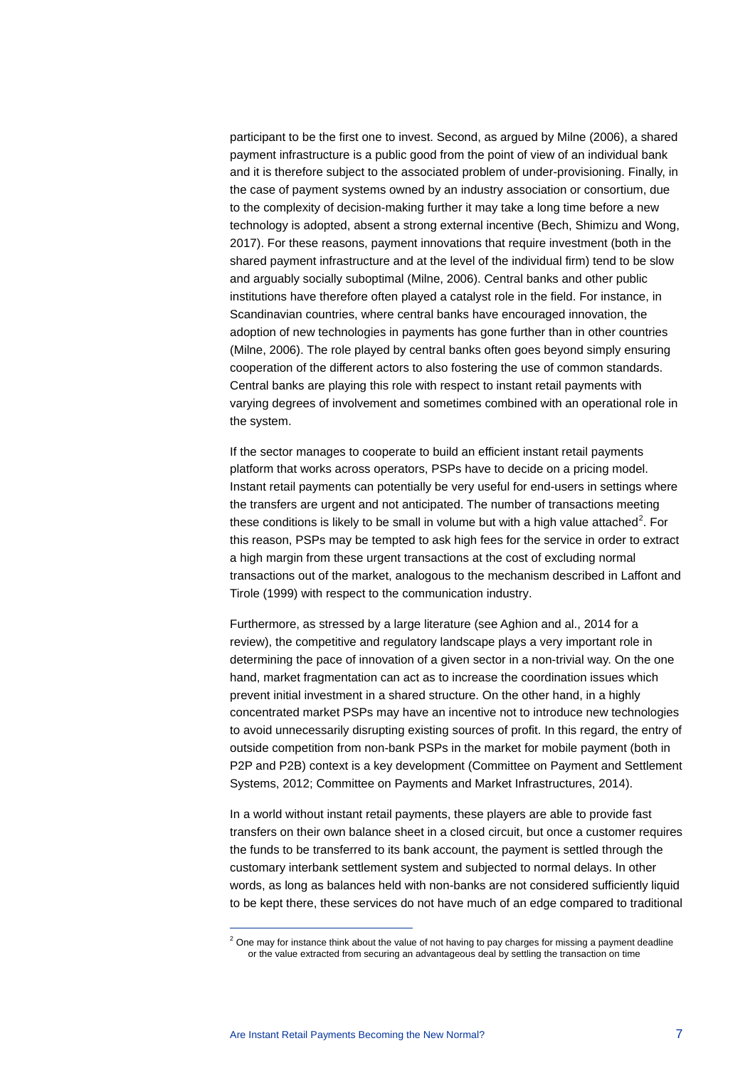participant to be the first one to invest. Second, as argued by Milne (2006), a shared payment infrastructure is a public good from the point of view of an individual bank and it is therefore subject to the associated problem of under-provisioning. Finally, in the case of payment systems owned by an industry association or consortium, due to the complexity of decision-making further it may take a long time before a new technology is adopted, absent a strong external incentive (Bech, Shimizu and Wong, 2017). For these reasons, payment innovations that require investment (both in the shared payment infrastructure and at the level of the individual firm) tend to be slow and arguably socially suboptimal (Milne, 2006). Central banks and other public institutions have therefore often played a catalyst role in the field. For instance, in Scandinavian countries, where central banks have encouraged innovation, the adoption of new technologies in payments has gone further than in other countries (Milne, 2006). The role played by central banks often goes beyond simply ensuring cooperation of the different actors to also fostering the use of common standards. Central banks are playing this role with respect to instant retail payments with varying degrees of involvement and sometimes combined with an operational role in the system.

If the sector manages to cooperate to build an efficient instant retail payments platform that works across operators, PSPs have to decide on a pricing model. Instant retail payments can potentially be very useful for end-users in settings where the transfers are urgent and not anticipated. The number of transactions meeting these conditions is likely to be small in volume but with a high value attached[2]. For this reason, PSPs may be tempted to ask high fees for the service in order to extract a high margin from these urgent transactions at the cost of excluding normal transactions out of the market, analogous to the mechanism described in Laffont and Tirole (1999) with respect to the communication industry.

Furthermore, as stressed by a large literature (see Aghion and al., 2014 for a review), the competitive and regulatory landscape plays a very important role in determining the pace of innovation of a given sector in a non-trivial way. On the one hand, market fragmentation can act as to increase the coordination issues which prevent initial investment in a shared structure. On the other hand, in a highly concentrated market PSPs may have an incentive not to introduce new technologies to avoid unnecessarily disrupting existing sources of profit. In this regard, the entry of outside competition from non-bank PSPs in the market for mobile payment (both in P2P and P2B) context is a key development (Committee on Payment and Settlement Systems, 2012; Committee on Payments and Market Infrastructures, 2014).

In a world without instant retail payments, these players are able to provide fast transfers on their own balance sheet in a closed circuit, but once a customer requires the funds to be transferred to its bank account, the payment is settled through the customary interbank settlement system and subjected to normal delays. In other words, as long as balances held with non-banks are not considered sufficiently liquid to be kept there, these services do not have much of an edge compared to traditional

---

[2] One may for instance think about the value of not having to pay charges for missing a payment deadline or the value extracted from securing an advantageous deal by settling the transaction on time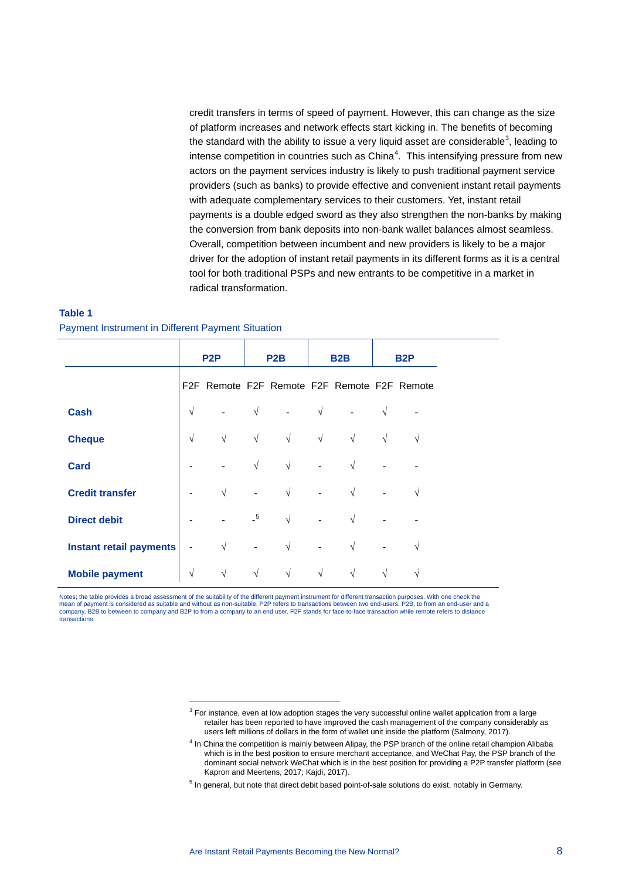credit transfers in terms of speed of payment. However, this can change as the size of platform increases and network effects start kicking in. The benefits of becoming the standard with the ability to issue a very liquid asset are considerable[3], leading to intense competition in countries such as China[4]. This intensifying pressure from new actors on the payment services industry is likely to push traditional payment service providers (such as banks) to provide effective and convenient instant retail payments with adequate complementary services to their customers. Yet, instant retail payments is a double edged sword as they also strengthen the non-banks by making the conversion from bank deposits into non-bank wallet balances almost seamless. Overall, competition between incumbent and new providers is likely to be a major driver for the adoption of instant retail payments in its different forms as it is a central tool for both traditional PSPs and new entrants to be competitive in a market in radical transformation.

**Table 1**

Payment Instrument in Different Payment Situation

| | P2P | | P2B | | B2B | | B2P | |
|---|---|---|---|---|---|---|---|---|
| | F2F | Remote | F2F | Remote | F2F | Remote | F2F | Remote |
| **Cash** | √ | - | √ | - | √ | - | √ | - |
| **Cheque** | √ | √ | √ | √ | √ | √ | √ | √ |
| **Card** | - | - | √ | √ | - | √ | - | - |
| **Credit transfer** | - | √ | - | √ | - | √ | - | √ |
| **Direct debit** | - | - | -[5] | √ | - | √ | - | - |
| **Instant retail payments** | - | √ | - | √ | - | √ | - | √ |
| **Mobile payment** | √ | √ | √ | √ | √ | √ | √ | √ |

Notes; the table provides a broad assessment of the suitability of the different payment instrument for different transaction purposes. With one check the mean of payment is considered as suitable and without as non-suitable. P2P refers to transactions between two end-users, P2B, to from an end-user and a company, B2B to between to company and B2P to from a company to an end user. F2F stands for face-to-face transaction while remote refers to distance transactions.

---

[3] For instance, even at low adoption stages the very successful online wallet application from a large retailer has been reported to have improved the cash management of the company considerably as users left millions of dollars in the form of wallet unit inside the platform (Salmony, 2017).

[4] In China the competition is mainly between Alipay, the PSP branch of the online retail champion Alibaba which is in the best position to ensure merchant acceptance, and WeChat Pay, the PSP branch of the dominant social network WeChat which is in the best position for providing a P2P transfer platform (see Kapron and Meertens, 2017; Kajdi, 2017).

[5] In general, but note that direct debit based point-of-sale solutions do exist, notably in Germany.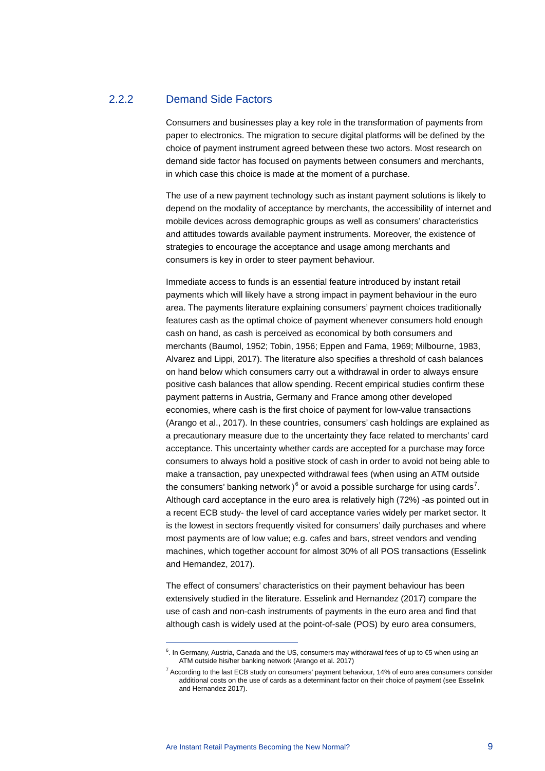### 2.2.2 Demand Side Factors

Consumers and businesses play a key role in the transformation of payments from paper to electronics. The migration to secure digital platforms will be defined by the choice of payment instrument agreed between these two actors. Most research on demand side factor has focused on payments between consumers and merchants, in which case this choice is made at the moment of a purchase.

The use of a new payment technology such as instant payment solutions is likely to depend on the modality of acceptance by merchants, the accessibility of internet and mobile devices across demographic groups as well as consumers' characteristics and attitudes towards available payment instruments. Moreover, the existence of strategies to encourage the acceptance and usage among merchants and consumers is key in order to steer payment behaviour.

Immediate access to funds is an essential feature introduced by instant retail payments which will likely have a strong impact in payment behaviour in the euro area. The payments literature explaining consumers' payment choices traditionally features cash as the optimal choice of payment whenever consumers hold enough cash on hand, as cash is perceived as economical by both consumers and merchants (Baumol, 1952; Tobin, 1956; Eppen and Fama, 1969; Milbourne, 1983, Alvarez and Lippi, 2017). The literature also specifies a threshold of cash balances on hand below which consumers carry out a withdrawal in order to always ensure positive cash balances that allow spending. Recent empirical studies confirm these payment patterns in Austria, Germany and France among other developed economies, where cash is the first choice of payment for low-value transactions (Arango et al., 2017). In these countries, consumers' cash holdings are explained as a precautionary measure due to the uncertainty they face related to merchants' card acceptance. This uncertainty whether cards are accepted for a purchase may force consumers to always hold a positive stock of cash in order to avoid not being able to make a transaction, pay unexpected withdrawal fees (when using an ATM outside the consumers' banking network )[6] or avoid a possible surcharge for using cards[7]. Although card acceptance in the euro area is relatively high (72%) -as pointed out in a recent ECB study- the level of card acceptance varies widely per market sector. It is the lowest in sectors frequently visited for consumers' daily purchases and where most payments are of low value; e.g. cafes and bars, street vendors and vending machines, which together account for almost 30% of all POS transactions (Esselink and Hernandez, 2017).

The effect of consumers' characteristics on their payment behaviour has been extensively studied in the literature. Esselink and Hernandez (2017) compare the use of cash and non-cash instruments of payments in the euro area and find that although cash is widely used at the point-of-sale (POS) by euro area consumers,

---

[6]. In Germany, Austria, Canada and the US, consumers may withdrawal fees of up to €5 when using an ATM outside his/her banking network (Arango et al. 2017)

[7] According to the last ECB study on consumers' payment behaviour, 14% of euro area consumers consider additional costs on the use of cards as a determinant factor on their choice of payment (see Esselink and Hernandez 2017).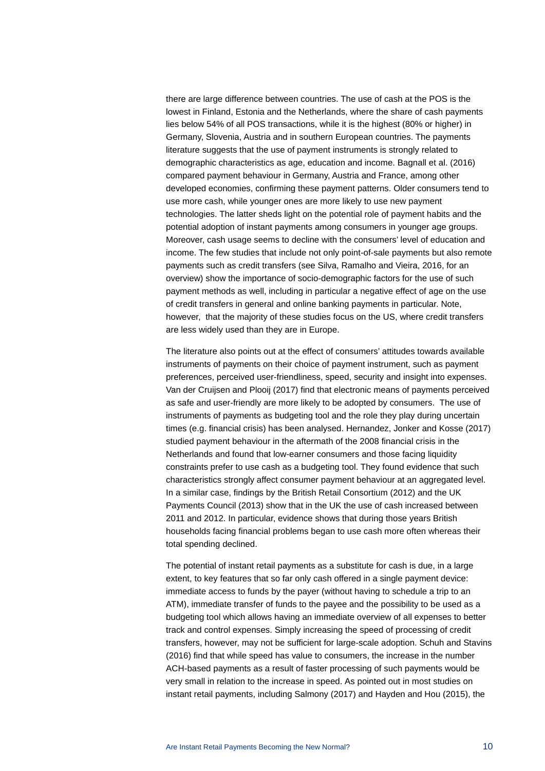there are large difference between countries. The use of cash at the POS is the lowest in Finland, Estonia and the Netherlands, where the share of cash payments lies below 54% of all POS transactions, while it is the highest (80% or higher) in Germany, Slovenia, Austria and in southern European countries. The payments literature suggests that the use of payment instruments is strongly related to demographic characteristics as age, education and income. Bagnall et al. (2016) compared payment behaviour in Germany, Austria and France, among other developed economies, confirming these payment patterns. Older consumers tend to use more cash, while younger ones are more likely to use new payment technologies. The latter sheds light on the potential role of payment habits and the potential adoption of instant payments among consumers in younger age groups. Moreover, cash usage seems to decline with the consumers' level of education and income. The few studies that include not only point-of-sale payments but also remote payments such as credit transfers (see Silva, Ramalho and Vieira, 2016, for an overview) show the importance of socio-demographic factors for the use of such payment methods as well, including in particular a negative effect of age on the use of credit transfers in general and online banking payments in particular. Note, however, that the majority of these studies focus on the US, where credit transfers are less widely used than they are in Europe.

The literature also points out at the effect of consumers' attitudes towards available instruments of payments on their choice of payment instrument, such as payment preferences, perceived user-friendliness, speed, security and insight into expenses. Van der Cruijsen and Plooij (2017) find that electronic means of payments perceived as safe and user-friendly are more likely to be adopted by consumers. The use of instruments of payments as budgeting tool and the role they play during uncertain times (e.g. financial crisis) has been analysed. Hernandez, Jonker and Kosse (2017) studied payment behaviour in the aftermath of the 2008 financial crisis in the Netherlands and found that low-earner consumers and those facing liquidity constraints prefer to use cash as a budgeting tool. They found evidence that such characteristics strongly affect consumer payment behaviour at an aggregated level. In a similar case, findings by the British Retail Consortium (2012) and the UK Payments Council (2013) show that in the UK the use of cash increased between 2011 and 2012. In particular, evidence shows that during those years British households facing financial problems began to use cash more often whereas their total spending declined.

The potential of instant retail payments as a substitute for cash is due, in a large extent, to key features that so far only cash offered in a single payment device: immediate access to funds by the payer (without having to schedule a trip to an ATM), immediate transfer of funds to the payee and the possibility to be used as a budgeting tool which allows having an immediate overview of all expenses to better track and control expenses. Simply increasing the speed of processing of credit transfers, however, may not be sufficient for large-scale adoption. Schuh and Stavins (2016) find that while speed has value to consumers, the increase in the number ACH-based payments as a result of faster processing of such payments would be very small in relation to the increase in speed. As pointed out in most studies on instant retail payments, including Salmony (2017) and Hayden and Hou (2015), the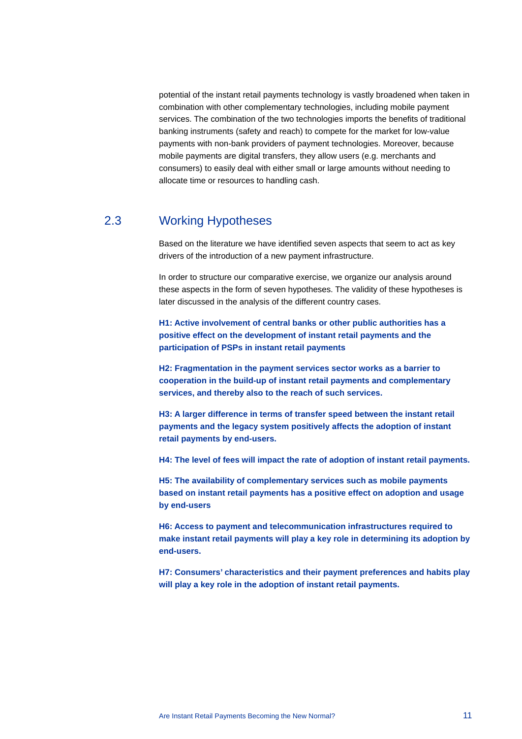potential of the instant retail payments technology is vastly broadened when taken in combination with other complementary technologies, including mobile payment services. The combination of the two technologies imports the benefits of traditional banking instruments (safety and reach) to compete for the market for low-value payments with non-bank providers of payment technologies. Moreover, because mobile payments are digital transfers, they allow users (e.g. merchants and consumers) to easily deal with either small or large amounts without needing to allocate time or resources to handling cash.

## 2.3 Working Hypotheses

Based on the literature we have identified seven aspects that seem to act as key drivers of the introduction of a new payment infrastructure.

In order to structure our comparative exercise, we organize our analysis around these aspects in the form of seven hypotheses. The validity of these hypotheses is later discussed in the analysis of the different country cases.

**H1: Active involvement of central banks or other public authorities has a positive effect on the development of instant retail payments and the participation of PSPs in instant retail payments**

**H2: Fragmentation in the payment services sector works as a barrier to cooperation in the build-up of instant retail payments and complementary services, and thereby also to the reach of such services.**

**H3: A larger difference in terms of transfer speed between the instant retail payments and the legacy system positively affects the adoption of instant retail payments by end-users.**

**H4: The level of fees will impact the rate of adoption of instant retail payments.**

**H5: The availability of complementary services such as mobile payments based on instant retail payments has a positive effect on adoption and usage by end-users**

**H6: Access to payment and telecommunication infrastructures required to make instant retail payments will play a key role in determining its adoption by end-users.**

**H7: Consumers' characteristics and their payment preferences and habits play will play a key role in the adoption of instant retail payments.**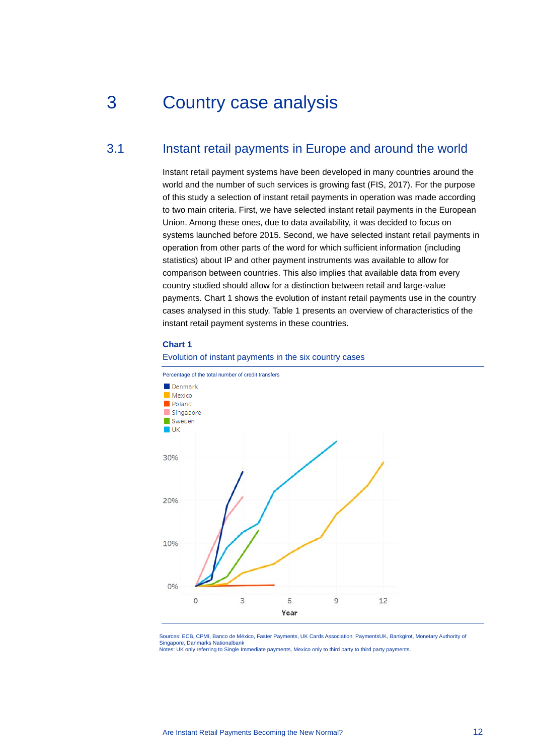# 3 Country case analysis

## 3.1 Instant retail payments in Europe and around the world

Instant retail payment systems have been developed in many countries around the world and the number of such services is growing fast (FIS, 2017). For the purpose of this study a selection of instant retail payments in operation was made according to two main criteria. First, we have selected instant retail payments in the European Union. Among these ones, due to data availability, it was decided to focus on systems launched before 2015. Second, we have selected instant retail payments in operation from other parts of the word for which sufficient information (including statistics) about IP and other payment instruments was available to allow for comparison between countries. This also implies that available data from every country studied should allow for a distinction between retail and large-value payments. Chart 1 shows the evolution of instant retail payments use in the country cases analysed in this study. Table 1 presents an overview of characteristics of the instant retail payment systems in these countries.

**Chart 1**

Evolution of instant payments in the six country cases

Percentage of the total number of credit transfers

Legend: Denmark, Mexico, Poland, Singapore, Sweden, UK

Y-axis: 0%, 10%, 20%, 30%

X-axis (Year): 0, 3, 6, 9, 12

Sources: ECB, CPMI, Banco de México, Faster Payments, UK Cards Association, PaymentsUK, Bankgirot, Monetary Authority of Singapore, Danmarks Nationalbank

Notes: UK only referring to Single Immediate payments, Mexico only to third party to third party payments.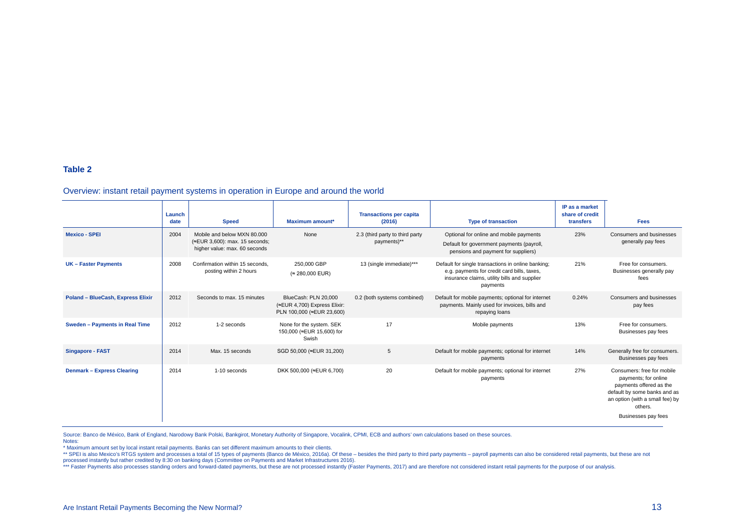**Table 2**

Overview: instant retail payment systems in operation in Europe and around the world

| | Launch date | Speed | Maximum amount* | Transactions per capita (2016) | Type of transaction | IP as a market share of credit transfers | Fees |
|---|---|---|---|---|---|---|---|
| **Mexico - SPEI** | 2004 | Mobile and below MXN 80.000 (≈EUR 3,600): max. 15 seconds; higher value: max. 60 seconds | None | 2.3 (third party to third party payments)** | Optional for online and mobile payments<br>Default for government payments (payroll, pensions and payment for suppliers) | 23% | Consumers and businesses generally pay fees |
| **UK – Faster Payments** | 2008 | Confirmation within 15 seconds, posting within 2 hours | 250,000 GBP (≈ 280,000 EUR) | 13 (single immediate)*** | Default for single transactions in online banking; e.g. payments for credit card bills, taxes, insurance claims, utility bills and supplier payments | 21% | Free for consumers. Businesses generally pay fees |
| **Poland – BlueCash, Express Elixir** | 2012 | Seconds to max. 15 minutes | BlueCash: PLN 20,000 (≈EUR 4,700) Express Elixir: PLN 100,000 (≈EUR 23,600) | 0.2 (both systems combined) | Default for mobile payments; optional for internet payments. Mainly used for invoices, bills and repaying loans | 0.24% | Consumers and businesses pay fees |
| **Sweden – Payments in Real Time** | 2012 | 1-2 seconds | None for the system. SEK 150,000 (≈EUR 15,600) for Swish | 17 | Mobile payments | 13% | Free for consumers. Businesses pay fees |
| **Singapore - FAST** | 2014 | Max. 15 seconds | SGD 50,000 (≈EUR 31,200) | 5 | Default for mobile payments; optional for internet payments | 14% | Generally free for consumers. Businesses pay fees |
| **Denmark – Express Clearing** | 2014 | 1-10 seconds | DKK 500,000 (≈EUR 6,700) | 20 | Default for mobile payments; optional for internet payments | 27% | Consumers: free for mobile payments; for online payments offered as the default by some banks and as an option (with a small fee) by others.<br>Businesses pay fees |

Source: Banco de México, Bank of England, Narodowy Bank Polski, Bankgirot, Monetary Authority of Singapore, Vocalink, CPMI, ECB and authors' own calculations based on these sources.

Notes:

* Maximum amount set by local instant retail payments. Banks can set different maximum amounts to their clients.

** SPEI is also Mexico's RTGS system and processes a total of 15 types of payments (Banco de México, 2016a). Of these – besides the third party to third party payments – payroll payments can also be considered retail payments, but these are not processed instantly but rather credited by 8:30 on banking days (Committee on Payments and Market Infrastructures 2016).

*** Faster Payments also processes standing orders and forward-dated payments, but these are not processed instantly (Faster Payments, 2017) and are therefore not considered instant retail payments for the purpose of our analysis.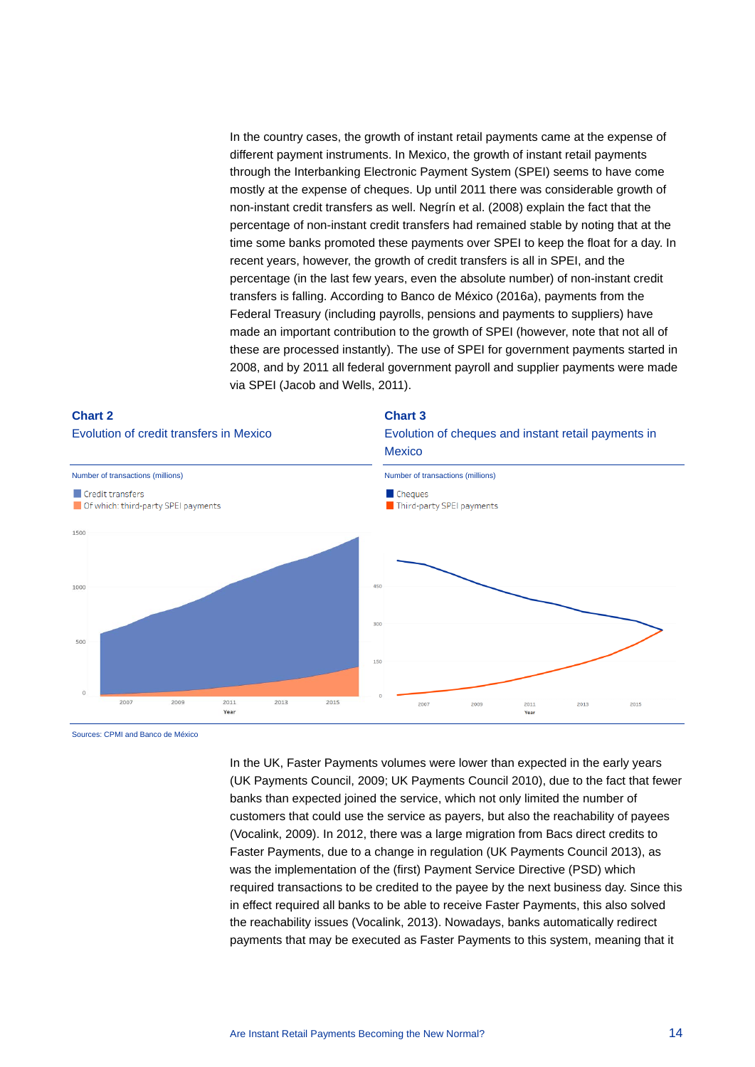In the country cases, the growth of instant retail payments came at the expense of different payment instruments. In Mexico, the growth of instant retail payments through the Interbanking Electronic Payment System (SPEI) seems to have come mostly at the expense of cheques. Up until 2011 there was considerable growth of non-instant credit transfers as well. Negrín et al. (2008) explain the fact that the percentage of non-instant credit transfers had remained stable by noting that at the time some banks promoted these payments over SPEI to keep the float for a day. In recent years, however, the growth of credit transfers is all in SPEI, and the percentage (in the last few years, even the absolute number) of non-instant credit transfers is falling. According to Banco de México (2016a), payments from the Federal Treasury (including payrolls, pensions and payments to suppliers) have made an important contribution to the growth of SPEI (however, note that not all of these are processed instantly). The use of SPEI for government payments started in 2008, and by 2011 all federal government payroll and supplier payments were made via SPEI (Jacob and Wells, 2011).

**Chart 2**
Evolution of credit transfers in Mexico

Number of transactions (millions)

Credit transfers
Of which: third-party SPEI payments

**Chart 3**
Evolution of cheques and instant retail payments in Mexico

Number of transactions (millions)

Cheques
Third-party SPEI payments

Sources: CPMI and Banco de México

In the UK, Faster Payments volumes were lower than expected in the early years (UK Payments Council, 2009; UK Payments Council 2010), due to the fact that fewer banks than expected joined the service, which not only limited the number of customers that could use the service as payers, but also the reachability of payees (Vocalink, 2009). In 2012, there was a large migration from Bacs direct credits to Faster Payments, due to a change in regulation (UK Payments Council 2013), as was the implementation of the (first) Payment Service Directive (PSD) which required transactions to be credited to the payee by the next business day. Since this in effect required all banks to be able to receive Faster Payments, this also solved the reachability issues (Vocalink, 2013). Nowadays, banks automatically redirect payments that may be executed as Faster Payments to this system, meaning that it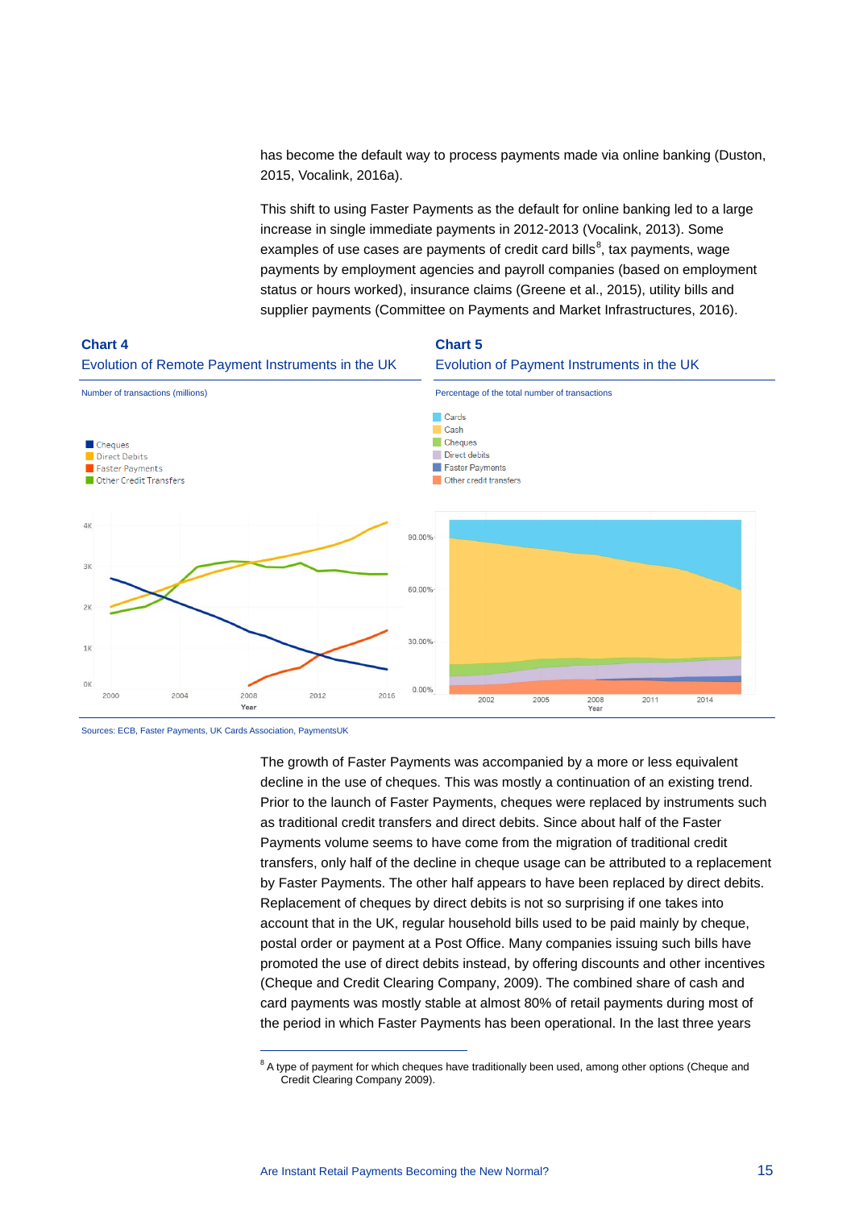has become the default way to process payments made via online banking (Duston, 2015, Vocalink, 2016a).

This shift to using Faster Payments as the default for online banking led to a large increase in single immediate payments in 2012-2013 (Vocalink, 2013). Some examples of use cases are payments of credit card bills[8], tax payments, wage payments by employment agencies and payroll companies (based on employment status or hours worked), insurance claims (Greene et al., 2015), utility bills and supplier payments (Committee on Payments and Market Infrastructures, 2016).

**Chart 4**

Evolution of Remote Payment Instruments in the UK

Number of transactions (millions)

**Chart 5**

Evolution of Payment Instruments in the UK

Percentage of the total number of transactions

Sources: ECB, Faster Payments, UK Cards Association, PaymentsUK

The growth of Faster Payments was accompanied by a more or less equivalent decline in the use of cheques. This was mostly a continuation of an existing trend. Prior to the launch of Faster Payments, cheques were replaced by instruments such as traditional credit transfers and direct debits. Since about half of the Faster Payments volume seems to have come from the migration of traditional credit transfers, only half of the decline in cheque usage can be attributed to a replacement by Faster Payments. The other half appears to have been replaced by direct debits. Replacement of cheques by direct debits is not so surprising if one takes into account that in the UK, regular household bills used to be paid mainly by cheque, postal order or payment at a Post Office. Many companies issuing such bills have promoted the use of direct debits instead, by offering discounts and other incentives (Cheque and Credit Clearing Company, 2009). The combined share of cash and card payments was mostly stable at almost 80% of retail payments during most of the period in which Faster Payments has been operational. In the last three years

[8] A type of payment for which cheques have traditionally been used, among other options (Cheque and Credit Clearing Company 2009).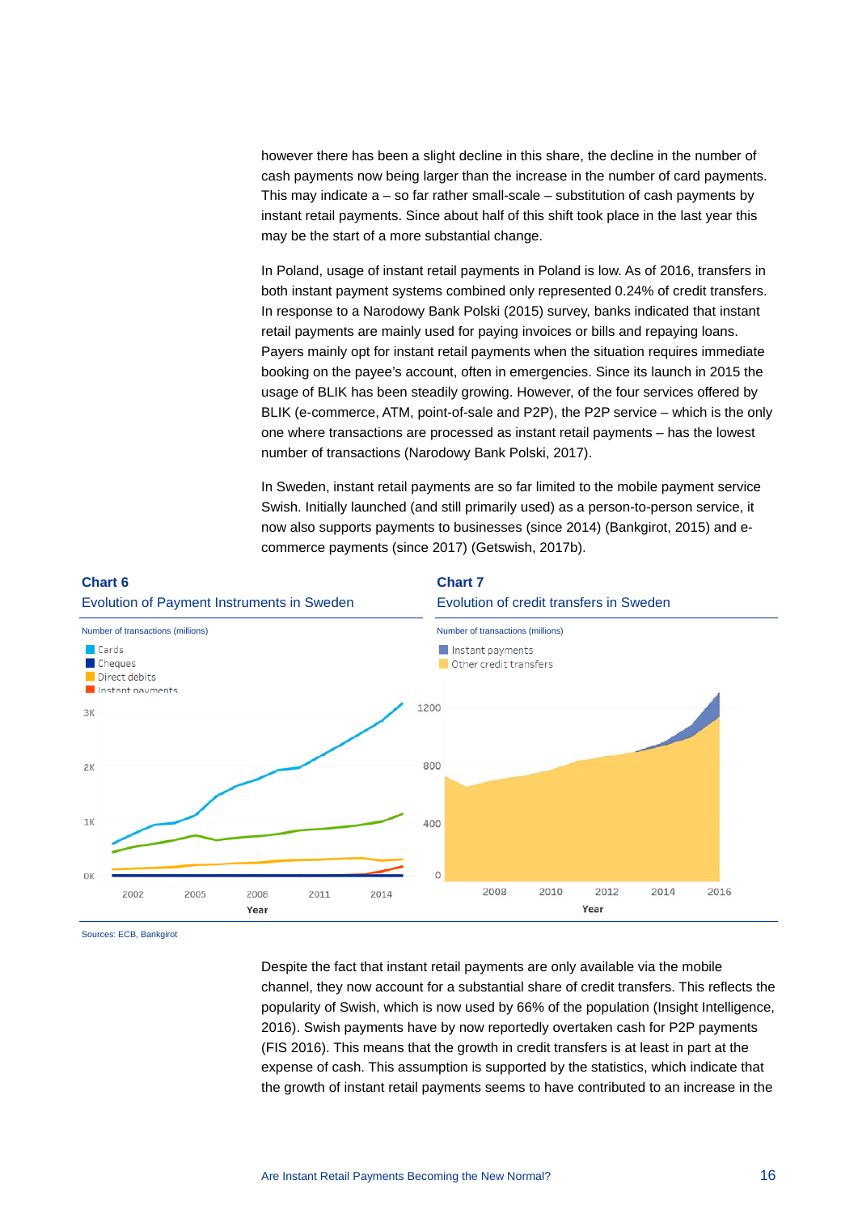however there has been a slight decline in this share, the decline in the number of cash payments now being larger than the increase in the number of card payments. This may indicate a – so far rather small-scale – substitution of cash payments by instant retail payments. Since about half of this shift took place in the last year this may be the start of a more substantial change.

In Poland, usage of instant retail payments in Poland is low. As of 2016, transfers in both instant payment systems combined only represented 0.24% of credit transfers. In response to a Narodowy Bank Polski (2015) survey, banks indicated that instant retail payments are mainly used for paying invoices or bills and repaying loans. Payers mainly opt for instant retail payments when the situation requires immediate booking on the payee's account, often in emergencies. Since its launch in 2015 the usage of BLIK has been steadily growing. However, of the four services offered by BLIK (e-commerce, ATM, point-of-sale and P2P), the P2P service – which is the only one where transactions are processed as instant retail payments – has the lowest number of transactions (Narodowy Bank Polski, 2017).

In Sweden, instant retail payments are so far limited to the mobile payment service Swish. Initially launched (and still primarily used) as a person-to-person service, it now also supports payments to businesses (since 2014) (Bankgirot, 2015) and e-commerce payments (since 2017) (Getswish, 2017b).

**Chart 6**

Evolution of Payment Instruments in Sweden

Number of transactions (millions)

**Chart 7**

Evolution of credit transfers in Sweden

Number of transactions (millions)

Sources: ECB, Bankgirot

Despite the fact that instant retail payments are only available via the mobile channel, they now account for a substantial share of credit transfers. This reflects the popularity of Swish, which is now used by 66% of the population (Insight Intelligence, 2016). Swish payments have by now reportedly overtaken cash for P2P payments (FIS 2016). This means that the growth in credit transfers is at least in part at the expense of cash. This assumption is supported by the statistics, which indicate that the growth of instant retail payments seems to have contributed to an increase in the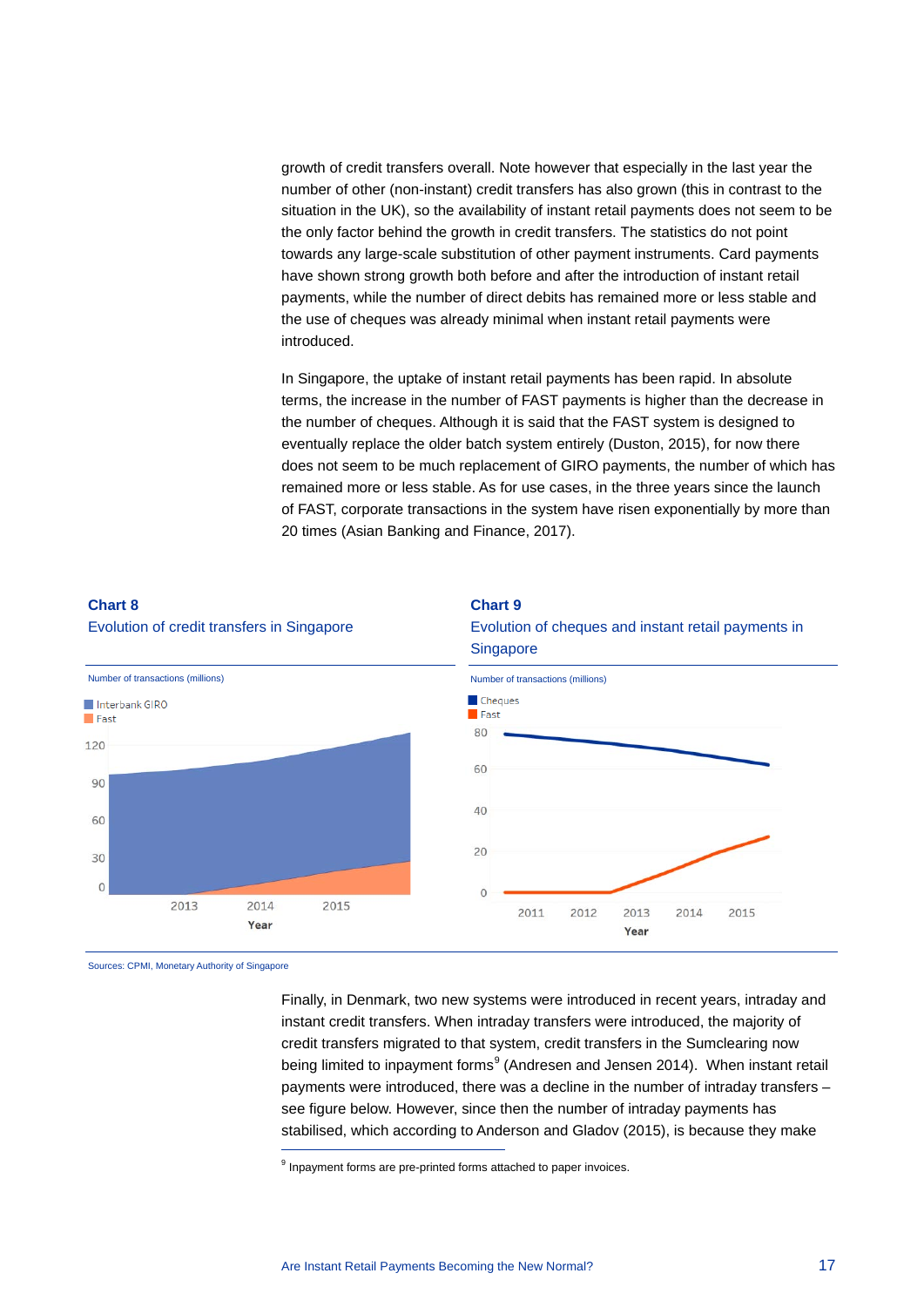growth of credit transfers overall. Note however that especially in the last year the number of other (non-instant) credit transfers has also grown (this in contrast to the situation in the UK), so the availability of instant retail payments does not seem to be the only factor behind the growth in credit transfers. The statistics do not point towards any large-scale substitution of other payment instruments. Card payments have shown strong growth both before and after the introduction of instant retail payments, while the number of direct debits has remained more or less stable and the use of cheques was already minimal when instant retail payments were introduced.

In Singapore, the uptake of instant retail payments has been rapid. In absolute terms, the increase in the number of FAST payments is higher than the decrease in the number of cheques. Although it is said that the FAST system is designed to eventually replace the older batch system entirely (Duston, 2015), for now there does not seem to be much replacement of GIRO payments, the number of which has remained more or less stable. As for use cases, in the three years since the launch of FAST, corporate transactions in the system have risen exponentially by more than 20 times (Asian Banking and Finance, 2017).

**Chart 8**
Evolution of credit transfers in Singapore

Number of transactions (millions)

**Chart 9**
Evolution of cheques and instant retail payments in Singapore

Number of transactions (millions)

Sources: CPMI, Monetary Authority of Singapore

Finally, in Denmark, two new systems were introduced in recent years, intraday and instant credit transfers. When intraday transfers were introduced, the majority of credit transfers migrated to that system, credit transfers in the Sumclearing now being limited to inpayment forms[9] (Andresen and Jensen 2014). When instant retail payments were introduced, there was a decline in the number of intraday transfers – see figure below. However, since then the number of intraday payments has stabilised, which according to Anderson and Gladov (2015), is because they make

[9] Inpayment forms are pre-printed forms attached to paper invoices.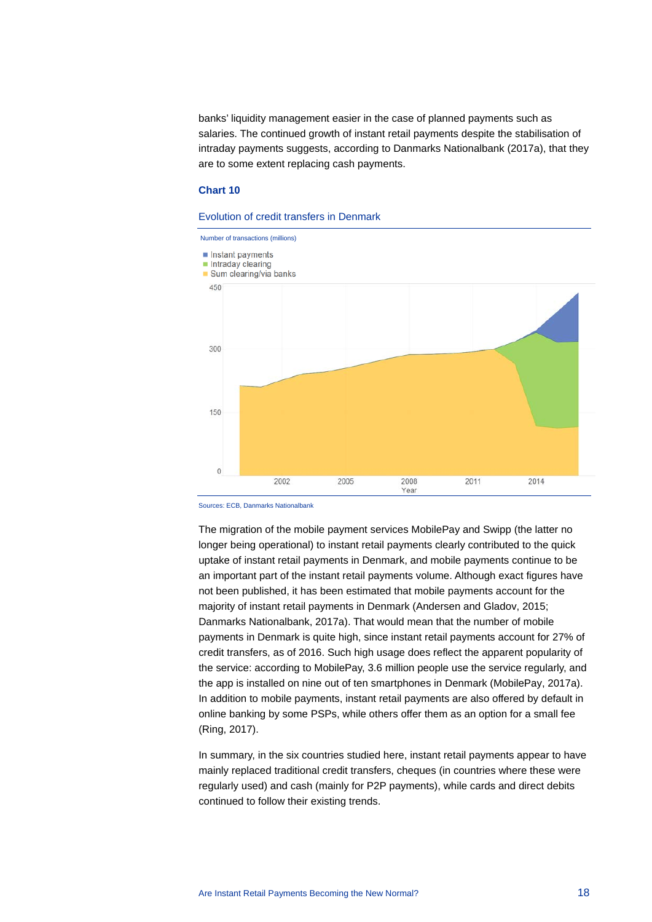banks' liquidity management easier in the case of planned payments such as salaries. The continued growth of instant retail payments despite the stabilisation of intraday payments suggests, according to Danmarks Nationalbank (2017a), that they are to some extent replacing cash payments.

### Chart 10

Evolution of credit transfers in Denmark

Number of transactions (millions)

- Instant payments
- Intraday clearing
- Sum clearing/via banks

Sources: ECB, Danmarks Nationalbank

The migration of the mobile payment services MobilePay and Swipp (the latter no longer being operational) to instant retail payments clearly contributed to the quick uptake of instant retail payments in Denmark, and mobile payments continue to be an important part of the instant retail payments volume. Although exact figures have not been published, it has been estimated that mobile payments account for the majority of instant retail payments in Denmark (Andersen and Gladov, 2015; Danmarks Nationalbank, 2017a). That would mean that the number of mobile payments in Denmark is quite high, since instant retail payments account for 27% of credit transfers, as of 2016. Such high usage does reflect the apparent popularity of the service: according to MobilePay, 3.6 million people use the service regularly, and the app is installed on nine out of ten smartphones in Denmark (MobilePay, 2017a). In addition to mobile payments, instant retail payments are also offered by default in online banking by some PSPs, while others offer them as an option for a small fee (Ring, 2017).

In summary, in the six countries studied here, instant retail payments appear to have mainly replaced traditional credit transfers, cheques (in countries where these were regularly used) and cash (mainly for P2P payments), while cards and direct debits continued to follow their existing trends.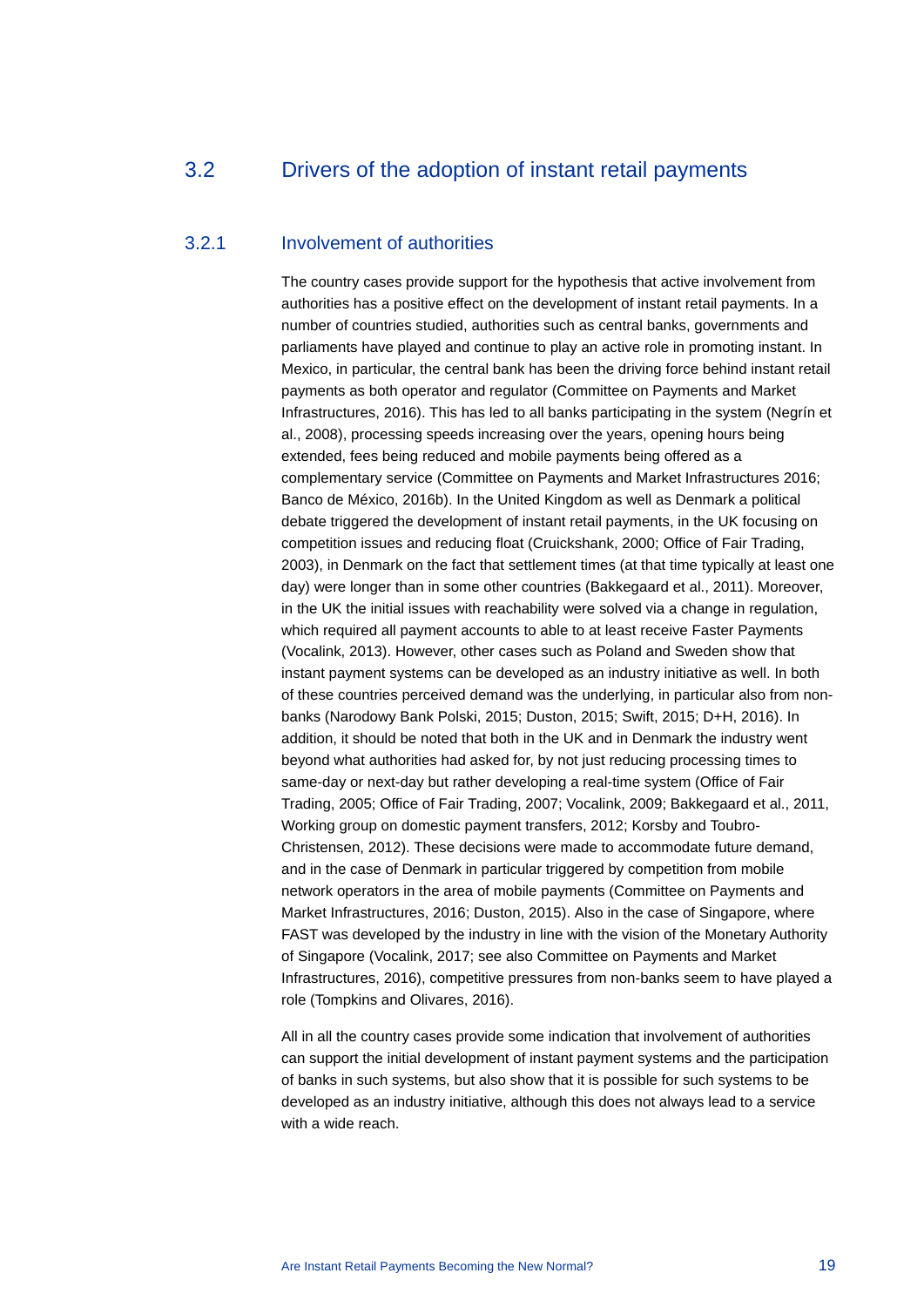## 3.2 Drivers of the adoption of instant retail payments

### 3.2.1 Involvement of authorities

The country cases provide support for the hypothesis that active involvement from authorities has a positive effect on the development of instant retail payments. In a number of countries studied, authorities such as central banks, governments and parliaments have played and continue to play an active role in promoting instant. In Mexico, in particular, the central bank has been the driving force behind instant retail payments as both operator and regulator (Committee on Payments and Market Infrastructures, 2016). This has led to all banks participating in the system (Negrín et al., 2008), processing speeds increasing over the years, opening hours being extended, fees being reduced and mobile payments being offered as a complementary service (Committee on Payments and Market Infrastructures 2016; Banco de México, 2016b). In the United Kingdom as well as Denmark a political debate triggered the development of instant retail payments, in the UK focusing on competition issues and reducing float (Cruickshank, 2000; Office of Fair Trading, 2003), in Denmark on the fact that settlement times (at that time typically at least one day) were longer than in some other countries (Bakkegaard et al., 2011). Moreover, in the UK the initial issues with reachability were solved via a change in regulation, which required all payment accounts to able to at least receive Faster Payments (Vocalink, 2013). However, other cases such as Poland and Sweden show that instant payment systems can be developed as an industry initiative as well. In both of these countries perceived demand was the underlying, in particular also from non-banks (Narodowy Bank Polski, 2015; Duston, 2015; Swift, 2015; D+H, 2016). In addition, it should be noted that both in the UK and in Denmark the industry went beyond what authorities had asked for, by not just reducing processing times to same-day or next-day but rather developing a real-time system (Office of Fair Trading, 2005; Office of Fair Trading, 2007; Vocalink, 2009; Bakkegaard et al., 2011, Working group on domestic payment transfers, 2012; Korsby and Toubro-Christensen, 2012). These decisions were made to accommodate future demand, and in the case of Denmark in particular triggered by competition from mobile network operators in the area of mobile payments (Committee on Payments and Market Infrastructures, 2016; Duston, 2015). Also in the case of Singapore, where FAST was developed by the industry in line with the vision of the Monetary Authority of Singapore (Vocalink, 2017; see also Committee on Payments and Market Infrastructures, 2016), competitive pressures from non-banks seem to have played a role (Tompkins and Olivares, 2016).

All in all the country cases provide some indication that involvement of authorities can support the initial development of instant payment systems and the participation of banks in such systems, but also show that it is possible for such systems to be developed as an industry initiative, although this does not always lead to a service with a wide reach.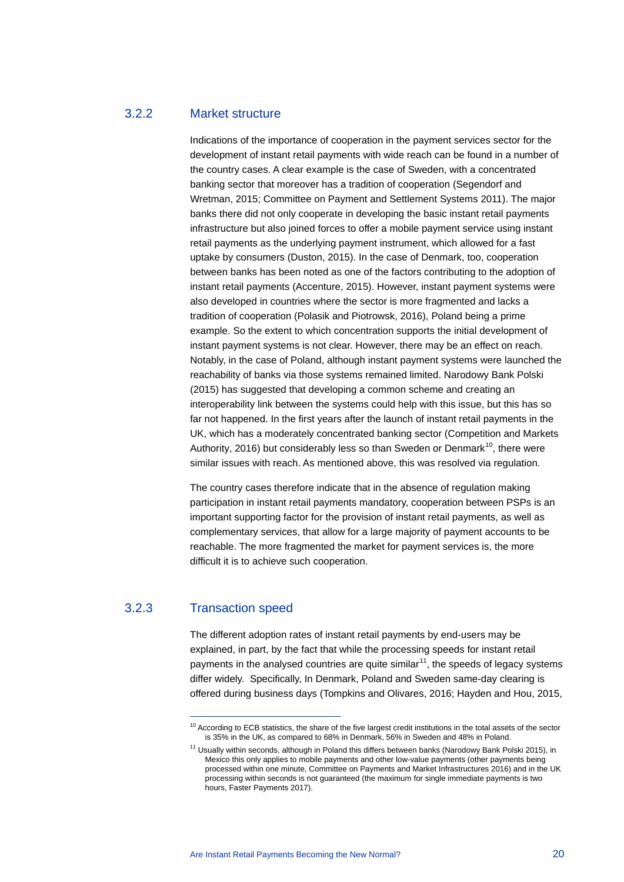### 3.2.2 Market structure

Indications of the importance of cooperation in the payment services sector for the development of instant retail payments with wide reach can be found in a number of the country cases. A clear example is the case of Sweden, with a concentrated banking sector that moreover has a tradition of cooperation (Segendorf and Wretman, 2015; Committee on Payment and Settlement Systems 2011). The major banks there did not only cooperate in developing the basic instant retail payments infrastructure but also joined forces to offer a mobile payment service using instant retail payments as the underlying payment instrument, which allowed for a fast uptake by consumers (Duston, 2015). In the case of Denmark, too, cooperation between banks has been noted as one of the factors contributing to the adoption of instant retail payments (Accenture, 2015). However, instant payment systems were also developed in countries where the sector is more fragmented and lacks a tradition of cooperation (Polasik and Piotrowsk, 2016), Poland being a prime example. So the extent to which concentration supports the initial development of instant payment systems is not clear. However, there may be an effect on reach. Notably, in the case of Poland, although instant payment systems were launched the reachability of banks via those systems remained limited. Narodowy Bank Polski (2015) has suggested that developing a common scheme and creating an interoperability link between the systems could help with this issue, but this has so far not happened. In the first years after the launch of instant retail payments in the UK, which has a moderately concentrated banking sector (Competition and Markets Authority, 2016) but considerably less so than Sweden or Denmark[10], there were similar issues with reach. As mentioned above, this was resolved via regulation.

The country cases therefore indicate that in the absence of regulation making participation in instant retail payments mandatory, cooperation between PSPs is an important supporting factor for the provision of instant retail payments, as well as complementary services, that allow for a large majority of payment accounts to be reachable. The more fragmented the market for payment services is, the more difficult it is to achieve such cooperation.

### 3.2.3 Transaction speed

The different adoption rates of instant retail payments by end-users may be explained, in part, by the fact that while the processing speeds for instant retail payments in the analysed countries are quite similar[11], the speeds of legacy systems differ widely. Specifically, In Denmark, Poland and Sweden same-day clearing is offered during business days (Tompkins and Olivares, 2016; Hayden and Hou, 2015,

---

[10] According to ECB statistics, the share of the five largest credit institutions in the total assets of the sector is 35% in the UK, as compared to 68% in Denmark, 56% in Sweden and 48% in Poland.

[11] Usually within seconds, although in Poland this differs between banks (Narodowy Bank Polski 2015), in Mexico this only applies to mobile payments and other low-value payments (other payments being processed within one minute, Committee on Payments and Market Infrastructures 2016) and in the UK processing within seconds is not guaranteed (the maximum for single immediate payments is two hours, Faster Payments 2017).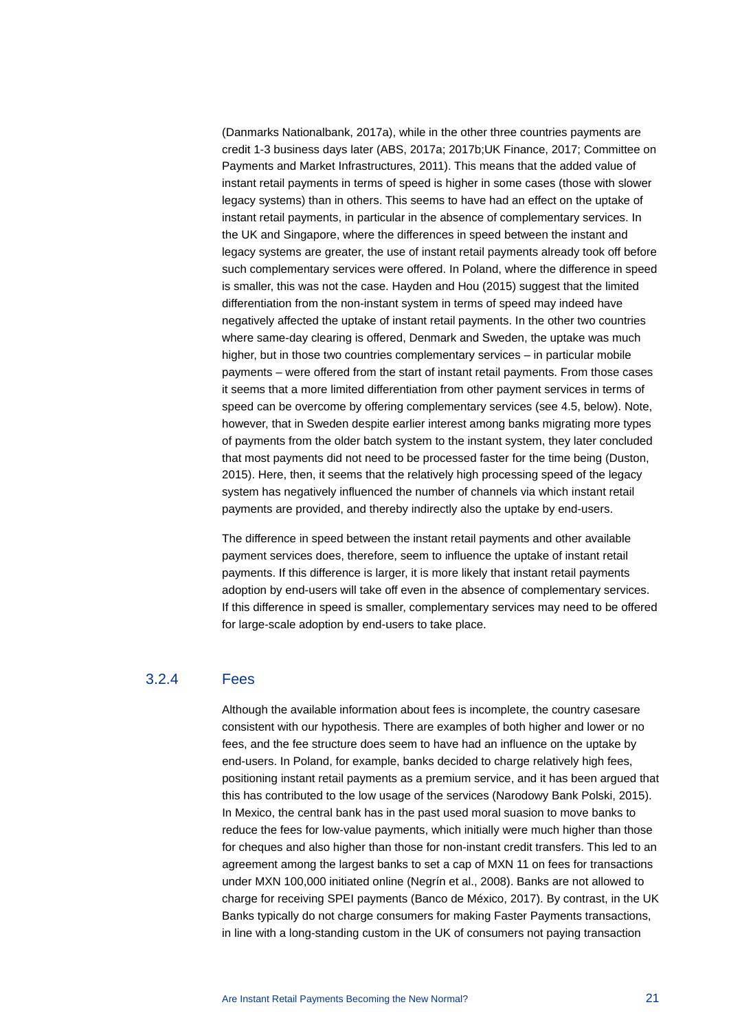(Danmarks Nationalbank, 2017a), while in the other three countries payments are credit 1-3 business days later (ABS, 2017a; 2017b;UK Finance, 2017; Committee on Payments and Market Infrastructures, 2011). This means that the added value of instant retail payments in terms of speed is higher in some cases (those with slower legacy systems) than in others. This seems to have had an effect on the uptake of instant retail payments, in particular in the absence of complementary services. In the UK and Singapore, where the differences in speed between the instant and legacy systems are greater, the use of instant retail payments already took off before such complementary services were offered. In Poland, where the difference in speed is smaller, this was not the case. Hayden and Hou (2015) suggest that the limited differentiation from the non-instant system in terms of speed may indeed have negatively affected the uptake of instant retail payments. In the other two countries where same-day clearing is offered, Denmark and Sweden, the uptake was much higher, but in those two countries complementary services – in particular mobile payments – were offered from the start of instant retail payments. From those cases it seems that a more limited differentiation from other payment services in terms of speed can be overcome by offering complementary services (see 4.5, below). Note, however, that in Sweden despite earlier interest among banks migrating more types of payments from the older batch system to the instant system, they later concluded that most payments did not need to be processed faster for the time being (Duston, 2015). Here, then, it seems that the relatively high processing speed of the legacy system has negatively influenced the number of channels via which instant retail payments are provided, and thereby indirectly also the uptake by end-users.

The difference in speed between the instant retail payments and other available payment services does, therefore, seem to influence the uptake of instant retail payments. If this difference is larger, it is more likely that instant retail payments adoption by end-users will take off even in the absence of complementary services. If this difference in speed is smaller, complementary services may need to be offered for large-scale adoption by end-users to take place.

### 3.2.4 Fees

Although the available information about fees is incomplete, the country casesare consistent with our hypothesis. There are examples of both higher and lower or no fees, and the fee structure does seem to have had an influence on the uptake by end-users. In Poland, for example, banks decided to charge relatively high fees, positioning instant retail payments as a premium service, and it has been argued that this has contributed to the low usage of the services (Narodowy Bank Polski, 2015). In Mexico, the central bank has in the past used moral suasion to move banks to reduce the fees for low-value payments, which initially were much higher than those for cheques and also higher than those for non-instant credit transfers. This led to an agreement among the largest banks to set a cap of MXN 11 on fees for transactions under MXN 100,000 initiated online (Negrín et al., 2008). Banks are not allowed to charge for receiving SPEI payments (Banco de México, 2017). By contrast, in the UK Banks typically do not charge consumers for making Faster Payments transactions, in line with a long-standing custom in the UK of consumers not paying transaction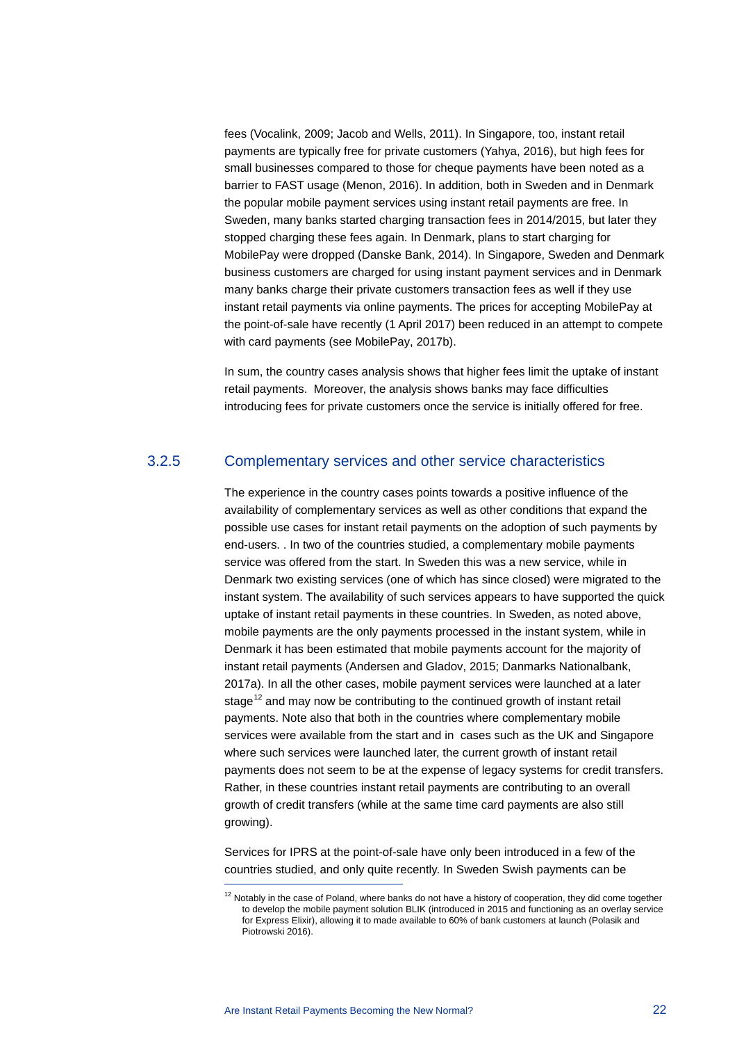fees (Vocalink, 2009; Jacob and Wells, 2011). In Singapore, too, instant retail payments are typically free for private customers (Yahya, 2016), but high fees for small businesses compared to those for cheque payments have been noted as a barrier to FAST usage (Menon, 2016). In addition, both in Sweden and in Denmark the popular mobile payment services using instant retail payments are free. In Sweden, many banks started charging transaction fees in 2014/2015, but later they stopped charging these fees again. In Denmark, plans to start charging for MobilePay were dropped (Danske Bank, 2014). In Singapore, Sweden and Denmark business customers are charged for using instant payment services and in Denmark many banks charge their private customers transaction fees as well if they use instant retail payments via online payments. The prices for accepting MobilePay at the point-of-sale have recently (1 April 2017) been reduced in an attempt to compete with card payments (see MobilePay, 2017b).

In sum, the country cases analysis shows that higher fees limit the uptake of instant retail payments. Moreover, the analysis shows banks may face difficulties introducing fees for private customers once the service is initially offered for free.

### 3.2.5 Complementary services and other service characteristics

The experience in the country cases points towards a positive influence of the availability of complementary services as well as other conditions that expand the possible use cases for instant retail payments on the adoption of such payments by end-users. . In two of the countries studied, a complementary mobile payments service was offered from the start. In Sweden this was a new service, while in Denmark two existing services (one of which has since closed) were migrated to the instant system. The availability of such services appears to have supported the quick uptake of instant retail payments in these countries. In Sweden, as noted above, mobile payments are the only payments processed in the instant system, while in Denmark it has been estimated that mobile payments account for the majority of instant retail payments (Andersen and Gladov, 2015; Danmarks Nationalbank, 2017a). In all the other cases, mobile payment services were launched at a later stage[12] and may now be contributing to the continued growth of instant retail payments. Note also that both in the countries where complementary mobile services were available from the start and in cases such as the UK and Singapore where such services were launched later, the current growth of instant retail payments does not seem to be at the expense of legacy systems for credit transfers. Rather, in these countries instant retail payments are contributing to an overall growth of credit transfers (while at the same time card payments are also still growing).

Services for IPRS at the point-of-sale have only been introduced in a few of the countries studied, and only quite recently. In Sweden Swish payments can be

[12] Notably in the case of Poland, where banks do not have a history of cooperation, they did come together to develop the mobile payment solution BLIK (introduced in 2015 and functioning as an overlay service for Express Elixir), allowing it to made available to 60% of bank customers at launch (Polasik and Piotrowski 2016).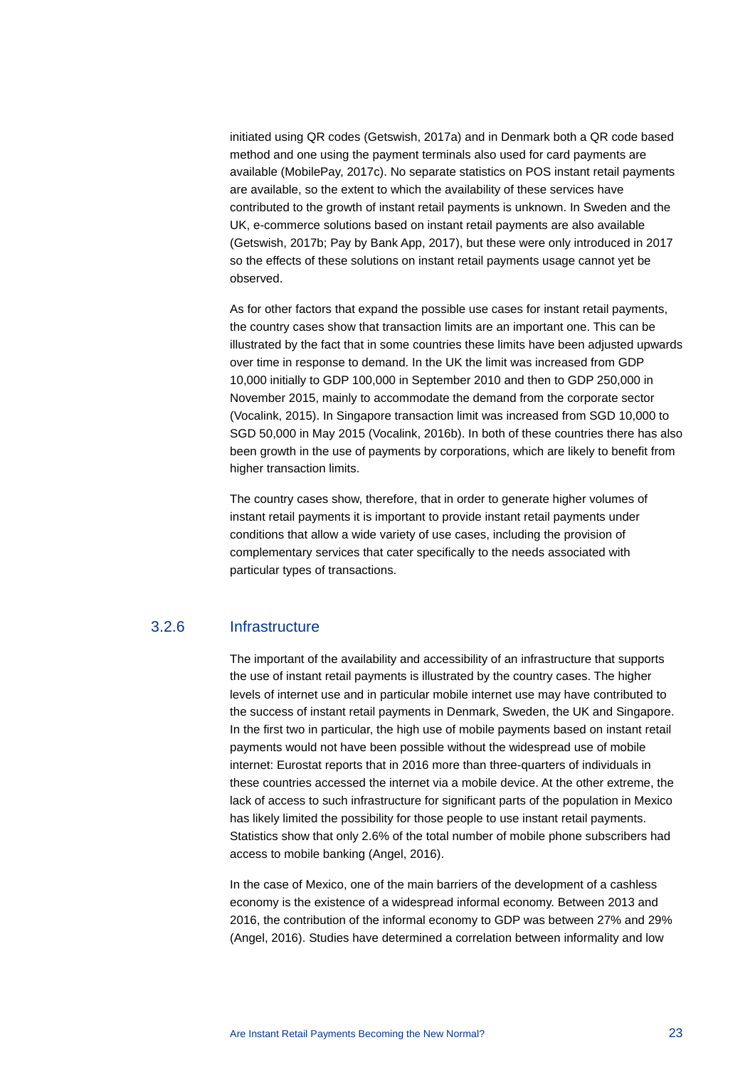initiated using QR codes (Getswish, 2017a) and in Denmark both a QR code based method and one using the payment terminals also used for card payments are available (MobilePay, 2017c). No separate statistics on POS instant retail payments are available, so the extent to which the availability of these services have contributed to the growth of instant retail payments is unknown. In Sweden and the UK, e-commerce solutions based on instant retail payments are also available (Getswish, 2017b; Pay by Bank App, 2017), but these were only introduced in 2017 so the effects of these solutions on instant retail payments usage cannot yet be observed.

As for other factors that expand the possible use cases for instant retail payments, the country cases show that transaction limits are an important one. This can be illustrated by the fact that in some countries these limits have been adjusted upwards over time in response to demand. In the UK the limit was increased from GDP 10,000 initially to GDP 100,000 in September 2010 and then to GDP 250,000 in November 2015, mainly to accommodate the demand from the corporate sector (Vocalink, 2015). In Singapore transaction limit was increased from SGD 10,000 to SGD 50,000 in May 2015 (Vocalink, 2016b). In both of these countries there has also been growth in the use of payments by corporations, which are likely to benefit from higher transaction limits.

The country cases show, therefore, that in order to generate higher volumes of instant retail payments it is important to provide instant retail payments under conditions that allow a wide variety of use cases, including the provision of complementary services that cater specifically to the needs associated with particular types of transactions.

### 3.2.6 Infrastructure

The important of the availability and accessibility of an infrastructure that supports the use of instant retail payments is illustrated by the country cases. The higher levels of internet use and in particular mobile internet use may have contributed to the success of instant retail payments in Denmark, Sweden, the UK and Singapore. In the first two in particular, the high use of mobile payments based on instant retail payments would not have been possible without the widespread use of mobile internet: Eurostat reports that in 2016 more than three-quarters of individuals in these countries accessed the internet via a mobile device. At the other extreme, the lack of access to such infrastructure for significant parts of the population in Mexico has likely limited the possibility for those people to use instant retail payments. Statistics show that only 2.6% of the total number of mobile phone subscribers had access to mobile banking (Angel, 2016).

In the case of Mexico, one of the main barriers of the development of a cashless economy is the existence of a widespread informal economy. Between 2013 and 2016, the contribution of the informal economy to GDP was between 27% and 29% (Angel, 2016). Studies have determined a correlation between informality and low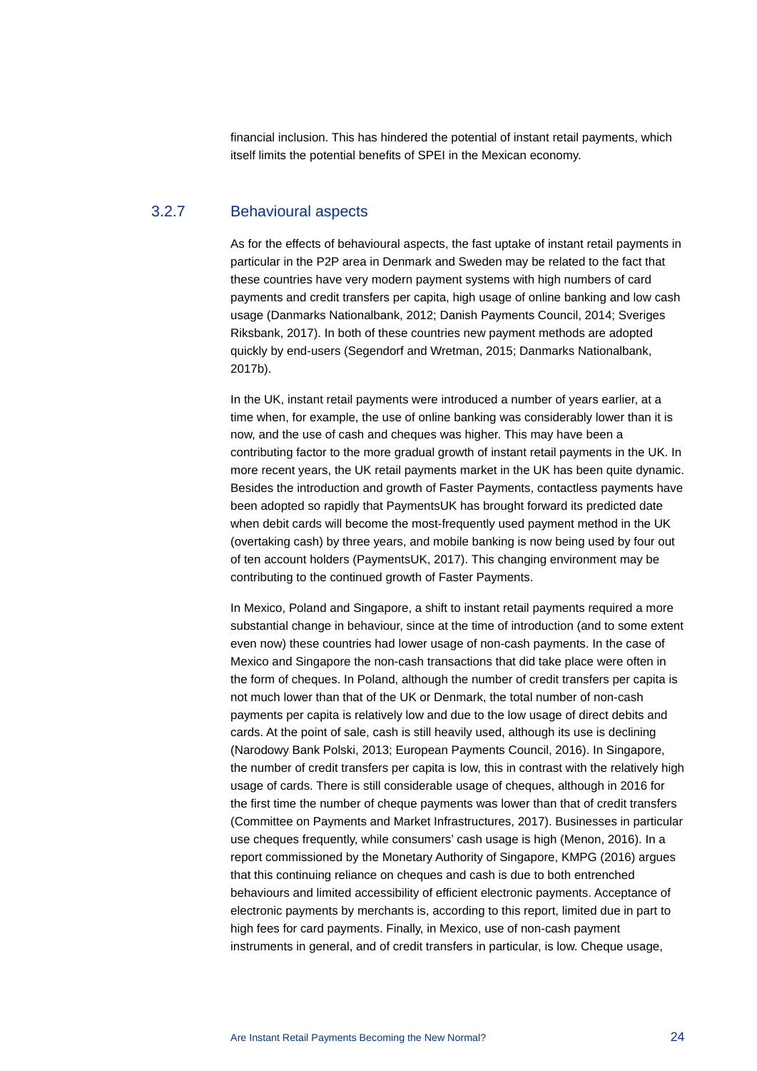financial inclusion. This has hindered the potential of instant retail payments, which itself limits the potential benefits of SPEI in the Mexican economy.

### 3.2.7 Behavioural aspects

As for the effects of behavioural aspects, the fast uptake of instant retail payments in particular in the P2P area in Denmark and Sweden may be related to the fact that these countries have very modern payment systems with high numbers of card payments and credit transfers per capita, high usage of online banking and low cash usage (Danmarks Nationalbank, 2012; Danish Payments Council, 2014; Sveriges Riksbank, 2017). In both of these countries new payment methods are adopted quickly by end-users (Segendorf and Wretman, 2015; Danmarks Nationalbank, 2017b).

In the UK, instant retail payments were introduced a number of years earlier, at a time when, for example, the use of online banking was considerably lower than it is now, and the use of cash and cheques was higher. This may have been a contributing factor to the more gradual growth of instant retail payments in the UK. In more recent years, the UK retail payments market in the UK has been quite dynamic. Besides the introduction and growth of Faster Payments, contactless payments have been adopted so rapidly that PaymentsUK has brought forward its predicted date when debit cards will become the most-frequently used payment method in the UK (overtaking cash) by three years, and mobile banking is now being used by four out of ten account holders (PaymentsUK, 2017). This changing environment may be contributing to the continued growth of Faster Payments.

In Mexico, Poland and Singapore, a shift to instant retail payments required a more substantial change in behaviour, since at the time of introduction (and to some extent even now) these countries had lower usage of non-cash payments. In the case of Mexico and Singapore the non-cash transactions that did take place were often in the form of cheques. In Poland, although the number of credit transfers per capita is not much lower than that of the UK or Denmark, the total number of non-cash payments per capita is relatively low and due to the low usage of direct debits and cards. At the point of sale, cash is still heavily used, although its use is declining (Narodowy Bank Polski, 2013; European Payments Council, 2016). In Singapore, the number of credit transfers per capita is low, this in contrast with the relatively high usage of cards. There is still considerable usage of cheques, although in 2016 for the first time the number of cheque payments was lower than that of credit transfers (Committee on Payments and Market Infrastructures, 2017). Businesses in particular use cheques frequently, while consumers' cash usage is high (Menon, 2016). In a report commissioned by the Monetary Authority of Singapore, KMPG (2016) argues that this continuing reliance on cheques and cash is due to both entrenched behaviours and limited accessibility of efficient electronic payments. Acceptance of electronic payments by merchants is, according to this report, limited due in part to high fees for card payments. Finally, in Mexico, use of non-cash payment instruments in general, and of credit transfers in particular, is low. Cheque usage,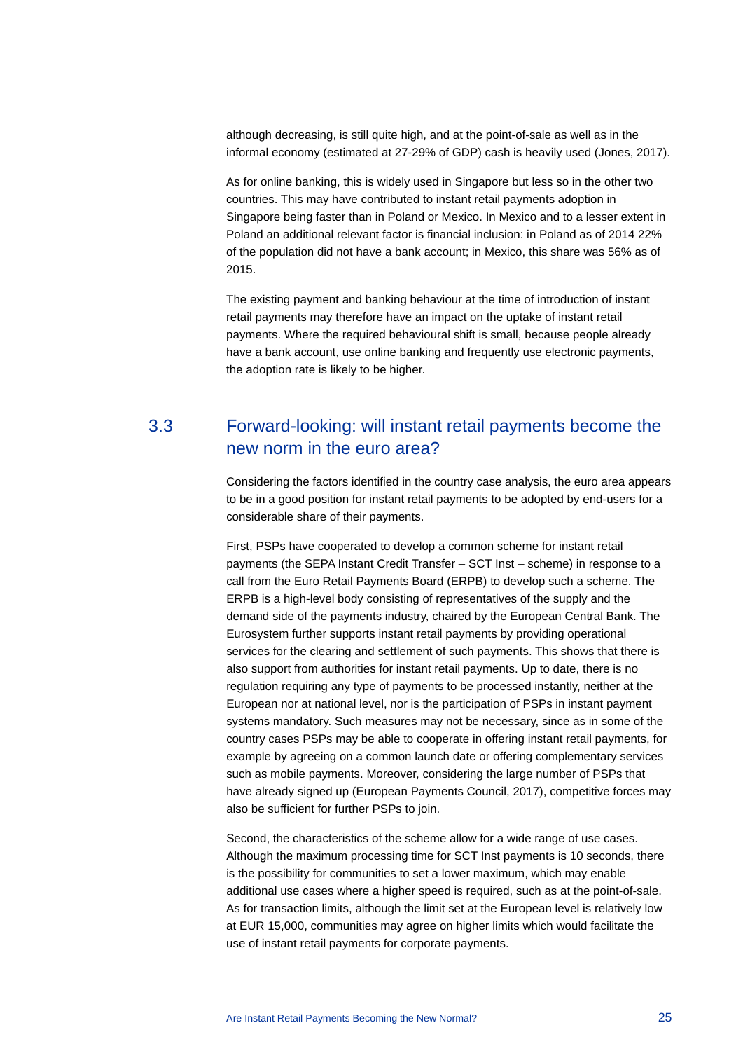although decreasing, is still quite high, and at the point-of-sale as well as in the informal economy (estimated at 27-29% of GDP) cash is heavily used (Jones, 2017).

As for online banking, this is widely used in Singapore but less so in the other two countries. This may have contributed to instant retail payments adoption in Singapore being faster than in Poland or Mexico. In Mexico and to a lesser extent in Poland an additional relevant factor is financial inclusion: in Poland as of 2014 22% of the population did not have a bank account; in Mexico, this share was 56% as of 2015.

The existing payment and banking behaviour at the time of introduction of instant retail payments may therefore have an impact on the uptake of instant retail payments. Where the required behavioural shift is small, because people already have a bank account, use online banking and frequently use electronic payments, the adoption rate is likely to be higher.

## 3.3 Forward-looking: will instant retail payments become the new norm in the euro area?

Considering the factors identified in the country case analysis, the euro area appears to be in a good position for instant retail payments to be adopted by end-users for a considerable share of their payments.

First, PSPs have cooperated to develop a common scheme for instant retail payments (the SEPA Instant Credit Transfer – SCT Inst – scheme) in response to a call from the Euro Retail Payments Board (ERPB) to develop such a scheme. The ERPB is a high-level body consisting of representatives of the supply and the demand side of the payments industry, chaired by the European Central Bank. The Eurosystem further supports instant retail payments by providing operational services for the clearing and settlement of such payments. This shows that there is also support from authorities for instant retail payments. Up to date, there is no regulation requiring any type of payments to be processed instantly, neither at the European nor at national level, nor is the participation of PSPs in instant payment systems mandatory. Such measures may not be necessary, since as in some of the country cases PSPs may be able to cooperate in offering instant retail payments, for example by agreeing on a common launch date or offering complementary services such as mobile payments. Moreover, considering the large number of PSPs that have already signed up (European Payments Council, 2017), competitive forces may also be sufficient for further PSPs to join.

Second, the characteristics of the scheme allow for a wide range of use cases. Although the maximum processing time for SCT Inst payments is 10 seconds, there is the possibility for communities to set a lower maximum, which may enable additional use cases where a higher speed is required, such as at the point-of-sale. As for transaction limits, although the limit set at the European level is relatively low at EUR 15,000, communities may agree on higher limits which would facilitate the use of instant retail payments for corporate payments.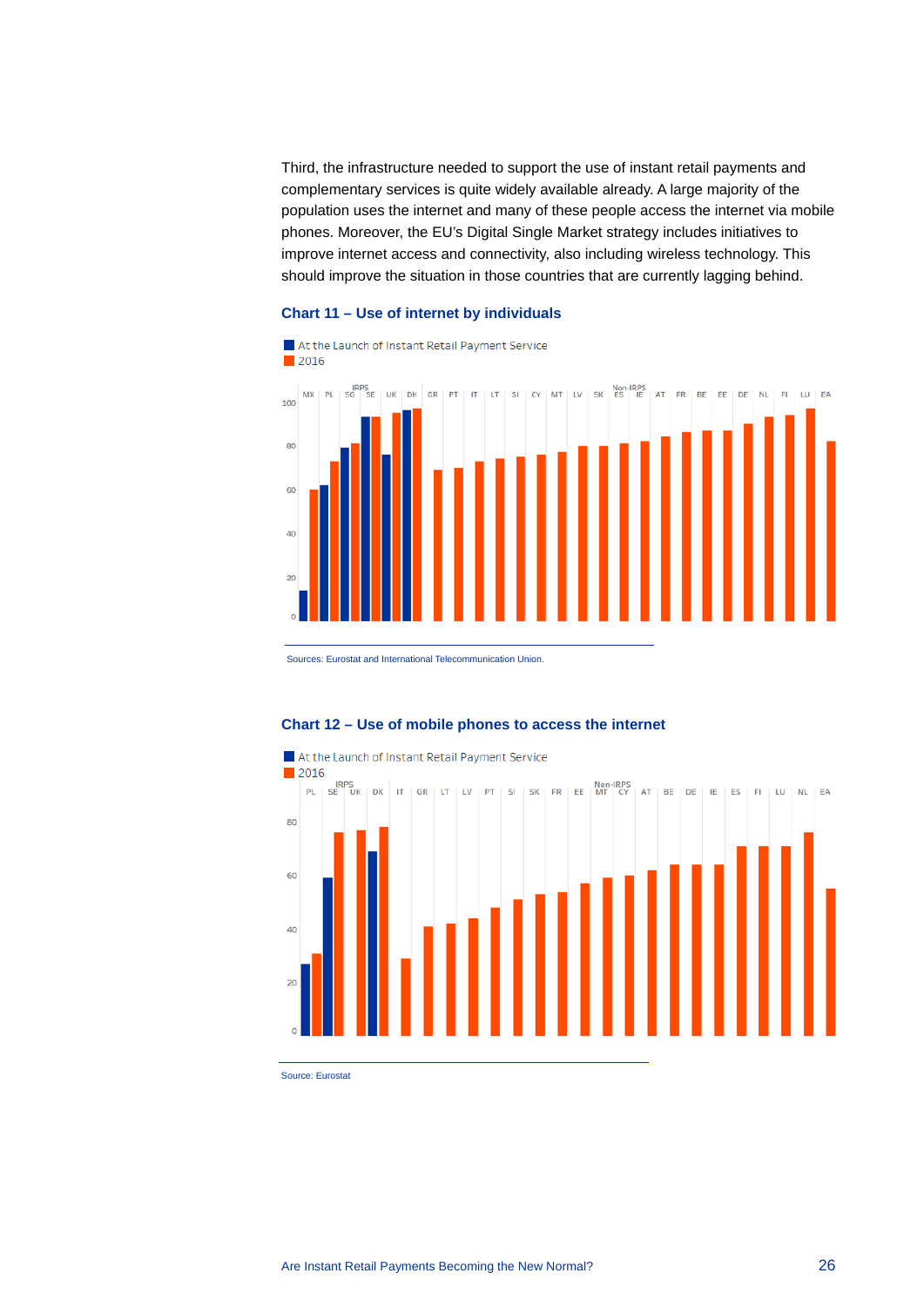Third, the infrastructure needed to support the use of instant retail payments and complementary services is quite widely available already. A large majority of the population uses the internet and many of these people access the internet via mobile phones. Moreover, the EU's Digital Single Market strategy includes initiatives to improve internet access and connectivity, also including wireless technology. This should improve the situation in those countries that are currently lagging behind.

### Chart 11 – Use of internet by individuals

Sources: Eurostat and International Telecommunication Union.

### Chart 12 – Use of mobile phones to access the internet

Source: Eurostat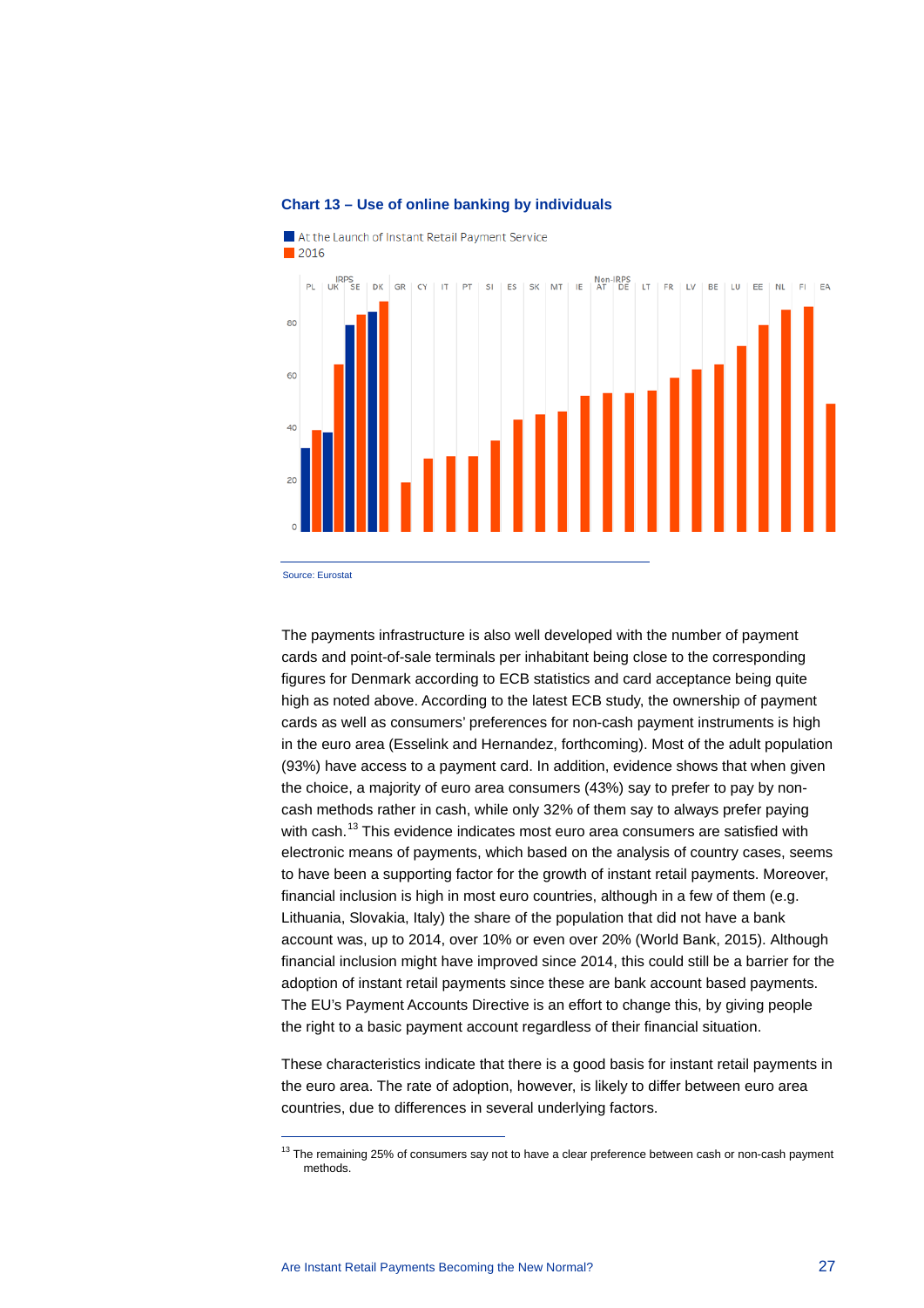**Chart 13 – Use of online banking by individuals**

Source: Eurostat

The payments infrastructure is also well developed with the number of payment cards and point-of-sale terminals per inhabitant being close to the corresponding figures for Denmark according to ECB statistics and card acceptance being quite high as noted above. According to the latest ECB study, the ownership of payment cards as well as consumers' preferences for non-cash payment instruments is high in the euro area (Esselink and Hernandez, forthcoming). Most of the adult population (93%) have access to a payment card. In addition, evidence shows that when given the choice, a majority of euro area consumers (43%) say to prefer to pay by non-cash methods rather in cash, while only 32% of them say to always prefer paying with cash.[13] This evidence indicates most euro area consumers are satisfied with electronic means of payments, which based on the analysis of country cases, seems to have been a supporting factor for the growth of instant retail payments. Moreover, financial inclusion is high in most euro countries, although in a few of them (e.g. Lithuania, Slovakia, Italy) the share of the population that did not have a bank account was, up to 2014, over 10% or even over 20% (World Bank, 2015). Although financial inclusion might have improved since 2014, this could still be a barrier for the adoption of instant retail payments since these are bank account based payments. The EU's Payment Accounts Directive is an effort to change this, by giving people the right to a basic payment account regardless of their financial situation.

These characteristics indicate that there is a good basis for instant retail payments in the euro area. The rate of adoption, however, is likely to differ between euro area countries, due to differences in several underlying factors.

[13] The remaining 25% of consumers say not to have a clear preference between cash or non-cash payment methods.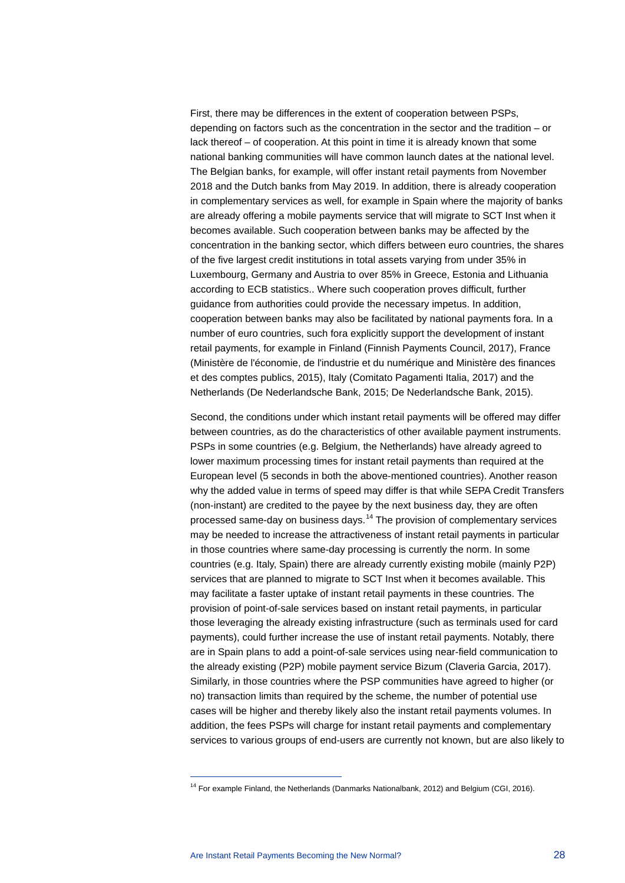First, there may be differences in the extent of cooperation between PSPs, depending on factors such as the concentration in the sector and the tradition – or lack thereof – of cooperation. At this point in time it is already known that some national banking communities will have common launch dates at the national level. The Belgian banks, for example, will offer instant retail payments from November 2018 and the Dutch banks from May 2019. In addition, there is already cooperation in complementary services as well, for example in Spain where the majority of banks are already offering a mobile payments service that will migrate to SCT Inst when it becomes available. Such cooperation between banks may be affected by the concentration in the banking sector, which differs between euro countries, the shares of the five largest credit institutions in total assets varying from under 35% in Luxembourg, Germany and Austria to over 85% in Greece, Estonia and Lithuania according to ECB statistics.. Where such cooperation proves difficult, further guidance from authorities could provide the necessary impetus. In addition, cooperation between banks may also be facilitated by national payments fora. In a number of euro countries, such fora explicitly support the development of instant retail payments, for example in Finland (Finnish Payments Council, 2017), France (Ministère de l'économie, de l'industrie et du numérique and Ministère des finances et des comptes publics, 2015), Italy (Comitato Pagamenti Italia, 2017) and the Netherlands (De Nederlandsche Bank, 2015; De Nederlandsche Bank, 2015).

Second, the conditions under which instant retail payments will be offered may differ between countries, as do the characteristics of other available payment instruments. PSPs in some countries (e.g. Belgium, the Netherlands) have already agreed to lower maximum processing times for instant retail payments than required at the European level (5 seconds in both the above-mentioned countries). Another reason why the added value in terms of speed may differ is that while SEPA Credit Transfers (non-instant) are credited to the payee by the next business day, they are often processed same-day on business days.[14] The provision of complementary services may be needed to increase the attractiveness of instant retail payments in particular in those countries where same-day processing is currently the norm. In some countries (e.g. Italy, Spain) there are already currently existing mobile (mainly P2P) services that are planned to migrate to SCT Inst when it becomes available. This may facilitate a faster uptake of instant retail payments in these countries. The provision of point-of-sale services based on instant retail payments, in particular those leveraging the already existing infrastructure (such as terminals used for card payments), could further increase the use of instant retail payments. Notably, there are in Spain plans to add a point-of-sale services using near-field communication to the already existing (P2P) mobile payment service Bizum (Claveria Garcia, 2017). Similarly, in those countries where the PSP communities have agreed to higher (or no) transaction limits than required by the scheme, the number of potential use cases will be higher and thereby likely also the instant retail payments volumes. In addition, the fees PSPs will charge for instant retail payments and complementary services to various groups of end-users are currently not known, but are also likely to

[14] For example Finland, the Netherlands (Danmarks Nationalbank, 2012) and Belgium (CGI, 2016).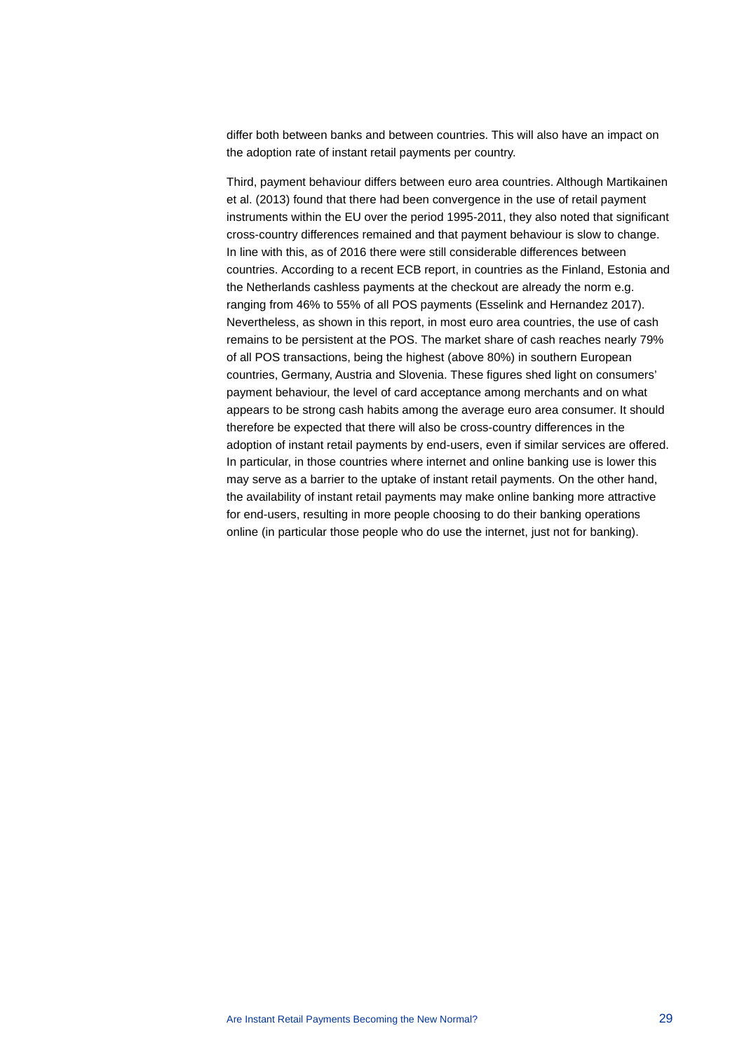differ both between banks and between countries. This will also have an impact on the adoption rate of instant retail payments per country.

Third, payment behaviour differs between euro area countries. Although Martikainen et al. (2013) found that there had been convergence in the use of retail payment instruments within the EU over the period 1995-2011, they also noted that significant cross-country differences remained and that payment behaviour is slow to change. In line with this, as of 2016 there were still considerable differences between countries. According to a recent ECB report, in countries as the Finland, Estonia and the Netherlands cashless payments at the checkout are already the norm e.g. ranging from 46% to 55% of all POS payments (Esselink and Hernandez 2017). Nevertheless, as shown in this report, in most euro area countries, the use of cash remains to be persistent at the POS. The market share of cash reaches nearly 79% of all POS transactions, being the highest (above 80%) in southern European countries, Germany, Austria and Slovenia. These figures shed light on consumers' payment behaviour, the level of card acceptance among merchants and on what appears to be strong cash habits among the average euro area consumer. It should therefore be expected that there will also be cross-country differences in the adoption of instant retail payments by end-users, even if similar services are offered. In particular, in those countries where internet and online banking use is lower this may serve as a barrier to the uptake of instant retail payments. On the other hand, the availability of instant retail payments may make online banking more attractive for end-users, resulting in more people choosing to do their banking operations online (in particular those people who do use the internet, just not for banking).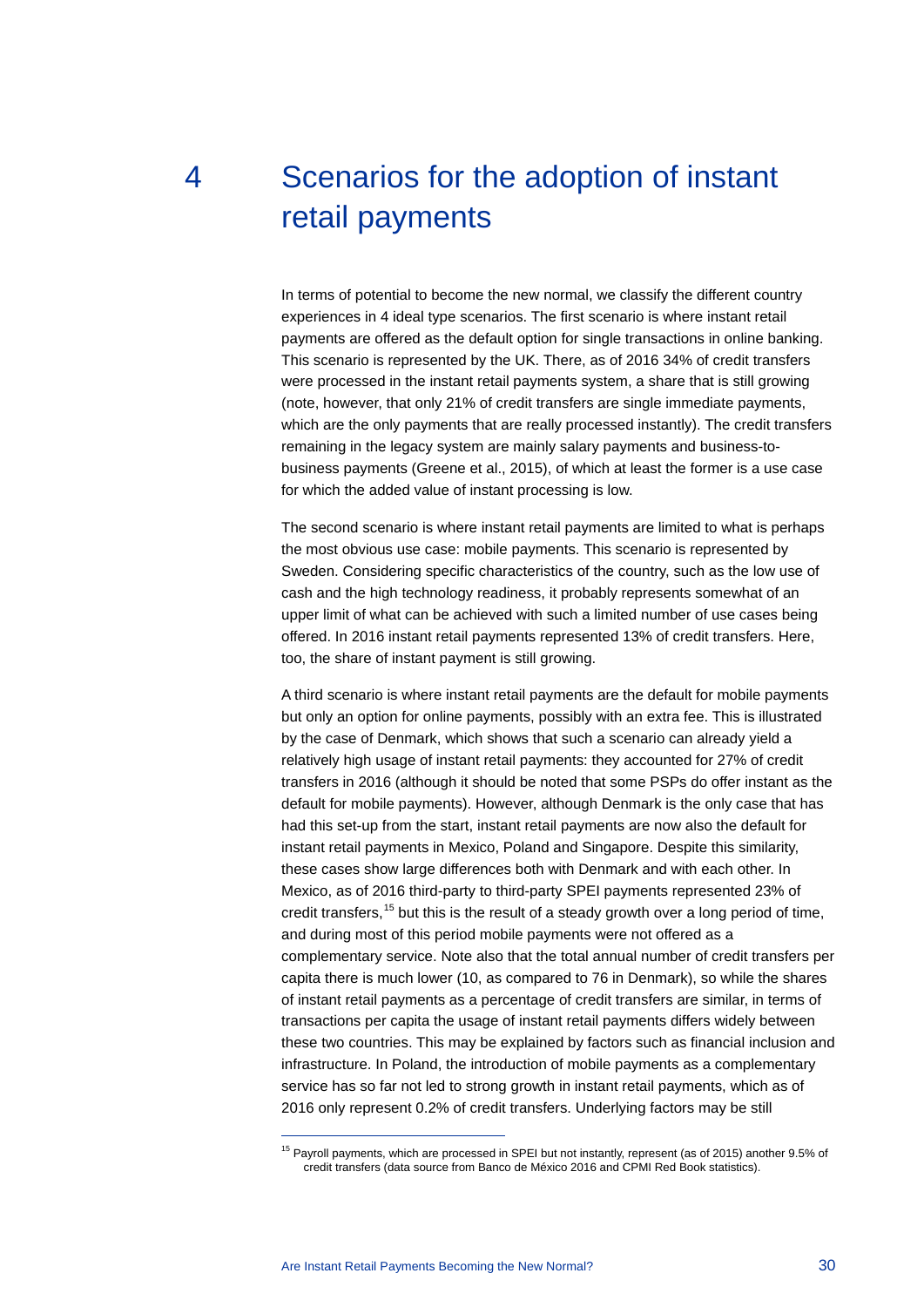# 4 Scenarios for the adoption of instant retail payments

In terms of potential to become the new normal, we classify the different country experiences in 4 ideal type scenarios. The first scenario is where instant retail payments are offered as the default option for single transactions in online banking. This scenario is represented by the UK. There, as of 2016 34% of credit transfers were processed in the instant retail payments system, a share that is still growing (note, however, that only 21% of credit transfers are single immediate payments, which are the only payments that are really processed instantly). The credit transfers remaining in the legacy system are mainly salary payments and business-to-business payments (Greene et al., 2015), of which at least the former is a use case for which the added value of instant processing is low.

The second scenario is where instant retail payments are limited to what is perhaps the most obvious use case: mobile payments. This scenario is represented by Sweden. Considering specific characteristics of the country, such as the low use of cash and the high technology readiness, it probably represents somewhat of an upper limit of what can be achieved with such a limited number of use cases being offered. In 2016 instant retail payments represented 13% of credit transfers. Here, too, the share of instant payment is still growing.

A third scenario is where instant retail payments are the default for mobile payments but only an option for online payments, possibly with an extra fee. This is illustrated by the case of Denmark, which shows that such a scenario can already yield a relatively high usage of instant retail payments: they accounted for 27% of credit transfers in 2016 (although it should be noted that some PSPs do offer instant as the default for mobile payments). However, although Denmark is the only case that has had this set-up from the start, instant retail payments are now also the default for instant retail payments in Mexico, Poland and Singapore. Despite this similarity, these cases show large differences both with Denmark and with each other. In Mexico, as of 2016 third-party to third-party SPEI payments represented 23% of credit transfers,[15] but this is the result of a steady growth over a long period of time, and during most of this period mobile payments were not offered as a complementary service. Note also that the total annual number of credit transfers per capita there is much lower (10, as compared to 76 in Denmark), so while the shares of instant retail payments as a percentage of credit transfers are similar, in terms of transactions per capita the usage of instant retail payments differs widely between these two countries. This may be explained by factors such as financial inclusion and infrastructure. In Poland, the introduction of mobile payments as a complementary service has so far not led to strong growth in instant retail payments, which as of 2016 only represent 0.2% of credit transfers. Underlying factors may be still

[15] Payroll payments, which are processed in SPEI but not instantly, represent (as of 2015) another 9.5% of credit transfers (data source from Banco de México 2016 and CPMI Red Book statistics).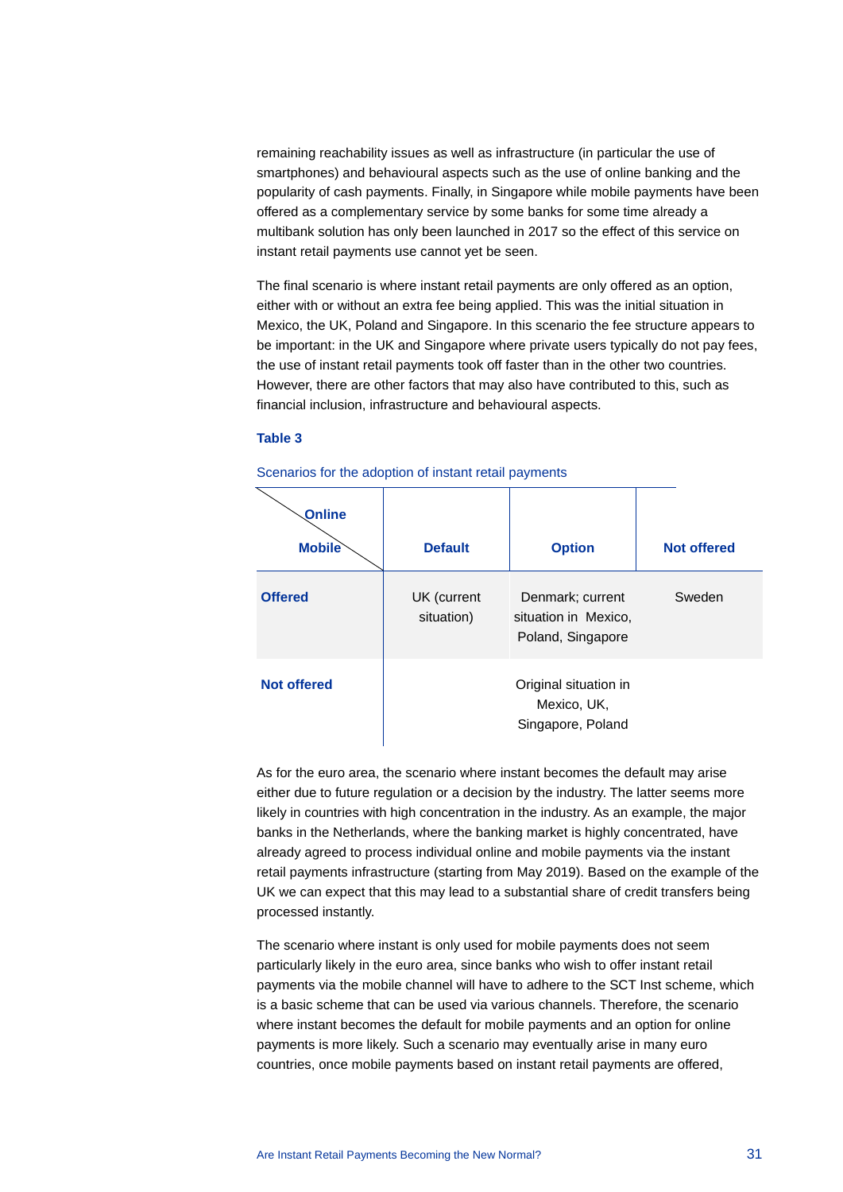remaining reachability issues as well as infrastructure (in particular the use of smartphones) and behavioural aspects such as the use of online banking and the popularity of cash payments. Finally, in Singapore while mobile payments have been offered as a complementary service by some banks for some time already a multibank solution has only been launched in 2017 so the effect of this service on instant retail payments use cannot yet be seen.

The final scenario is where instant retail payments are only offered as an option, either with or without an extra fee being applied. This was the initial situation in Mexico, the UK, Poland and Singapore. In this scenario the fee structure appears to be important: in the UK and Singapore where private users typically do not pay fees, the use of instant retail payments took off faster than in the other two countries. However, there are other factors that may also have contributed to this, such as financial inclusion, infrastructure and behavioural aspects.

**Table 3**

Scenarios for the adoption of instant retail payments

| Online / Mobile | Default | Option | Not offered |
|---|---|---|---|
| **Offered** | UK (current situation) | Denmark; current situation in Mexico, Poland, Singapore | Sweden |
| **Not offered** | | Original situation in Mexico, UK, Singapore, Poland | |

As for the euro area, the scenario where instant becomes the default may arise either due to future regulation or a decision by the industry. The latter seems more likely in countries with high concentration in the industry. As an example, the major banks in the Netherlands, where the banking market is highly concentrated, have already agreed to process individual online and mobile payments via the instant retail payments infrastructure (starting from May 2019). Based on the example of the UK we can expect that this may lead to a substantial share of credit transfers being processed instantly.

The scenario where instant is only used for mobile payments does not seem particularly likely in the euro area, since banks who wish to offer instant retail payments via the mobile channel will have to adhere to the SCT Inst scheme, which is a basic scheme that can be used via various channels. Therefore, the scenario where instant becomes the default for mobile payments and an option for online payments is more likely. Such a scenario may eventually arise in many euro countries, once mobile payments based on instant retail payments are offered,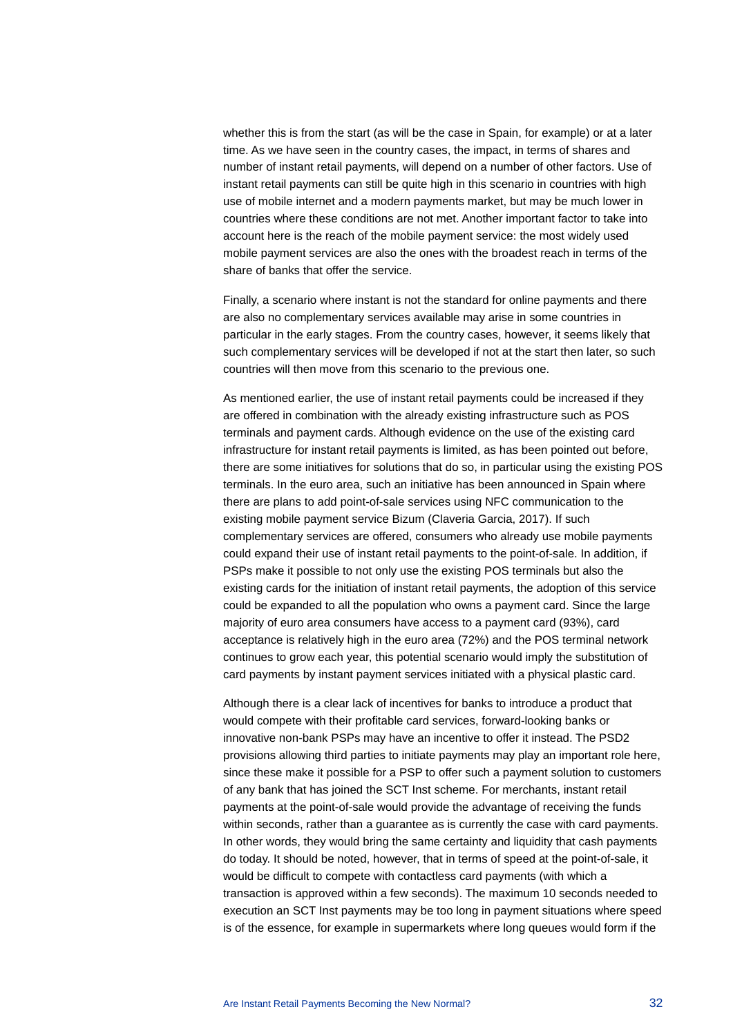whether this is from the start (as will be the case in Spain, for example) or at a later time. As we have seen in the country cases, the impact, in terms of shares and number of instant retail payments, will depend on a number of other factors. Use of instant retail payments can still be quite high in this scenario in countries with high use of mobile internet and a modern payments market, but may be much lower in countries where these conditions are not met. Another important factor to take into account here is the reach of the mobile payment service: the most widely used mobile payment services are also the ones with the broadest reach in terms of the share of banks that offer the service.

Finally, a scenario where instant is not the standard for online payments and there are also no complementary services available may arise in some countries in particular in the early stages. From the country cases, however, it seems likely that such complementary services will be developed if not at the start then later, so such countries will then move from this scenario to the previous one.

As mentioned earlier, the use of instant retail payments could be increased if they are offered in combination with the already existing infrastructure such as POS terminals and payment cards. Although evidence on the use of the existing card infrastructure for instant retail payments is limited, as has been pointed out before, there are some initiatives for solutions that do so, in particular using the existing POS terminals. In the euro area, such an initiative has been announced in Spain where there are plans to add point-of-sale services using NFC communication to the existing mobile payment service Bizum (Claveria Garcia, 2017). If such complementary services are offered, consumers who already use mobile payments could expand their use of instant retail payments to the point-of-sale. In addition, if PSPs make it possible to not only use the existing POS terminals but also the existing cards for the initiation of instant retail payments, the adoption of this service could be expanded to all the population who owns a payment card. Since the large majority of euro area consumers have access to a payment card (93%), card acceptance is relatively high in the euro area (72%) and the POS terminal network continues to grow each year, this potential scenario would imply the substitution of card payments by instant payment services initiated with a physical plastic card.

Although there is a clear lack of incentives for banks to introduce a product that would compete with their profitable card services, forward-looking banks or innovative non-bank PSPs may have an incentive to offer it instead. The PSD2 provisions allowing third parties to initiate payments may play an important role here, since these make it possible for a PSP to offer such a payment solution to customers of any bank that has joined the SCT Inst scheme. For merchants, instant retail payments at the point-of-sale would provide the advantage of receiving the funds within seconds, rather than a guarantee as is currently the case with card payments. In other words, they would bring the same certainty and liquidity that cash payments do today. It should be noted, however, that in terms of speed at the point-of-sale, it would be difficult to compete with contactless card payments (with which a transaction is approved within a few seconds). The maximum 10 seconds needed to execution an SCT Inst payments may be too long in payment situations where speed is of the essence, for example in supermarkets where long queues would form if the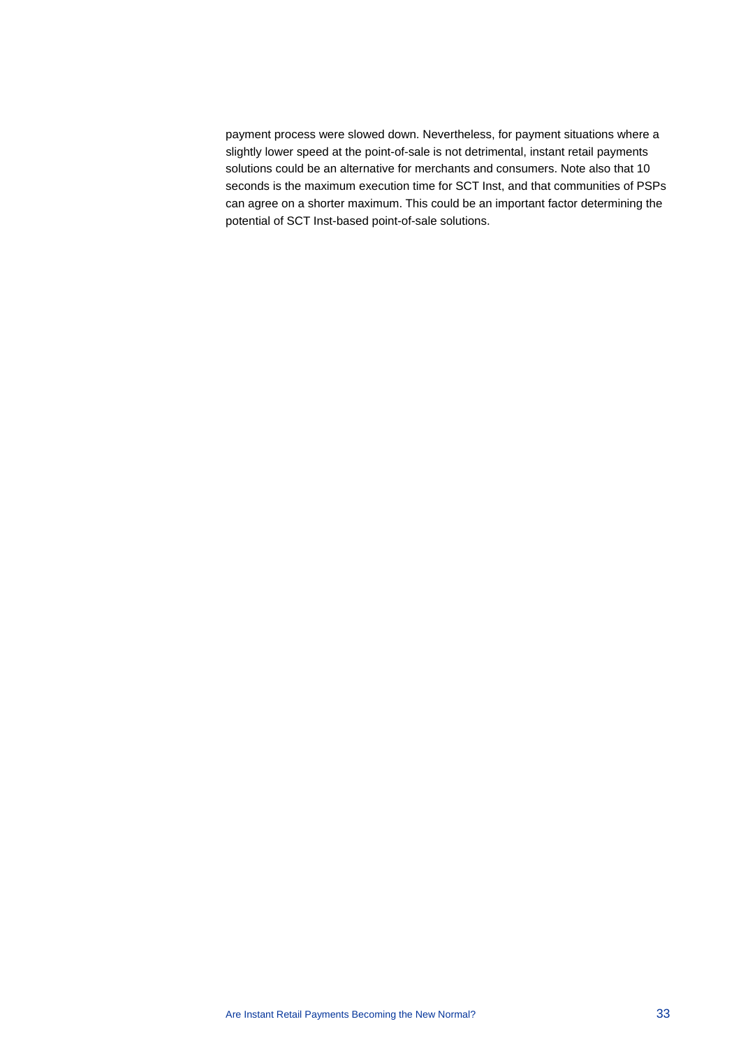payment process were slowed down. Nevertheless, for payment situations where a slightly lower speed at the point-of-sale is not detrimental, instant retail payments solutions could be an alternative for merchants and consumers. Note also that 10 seconds is the maximum execution time for SCT Inst, and that communities of PSPs can agree on a shorter maximum. This could be an important factor determining the potential of SCT Inst-based point-of-sale solutions.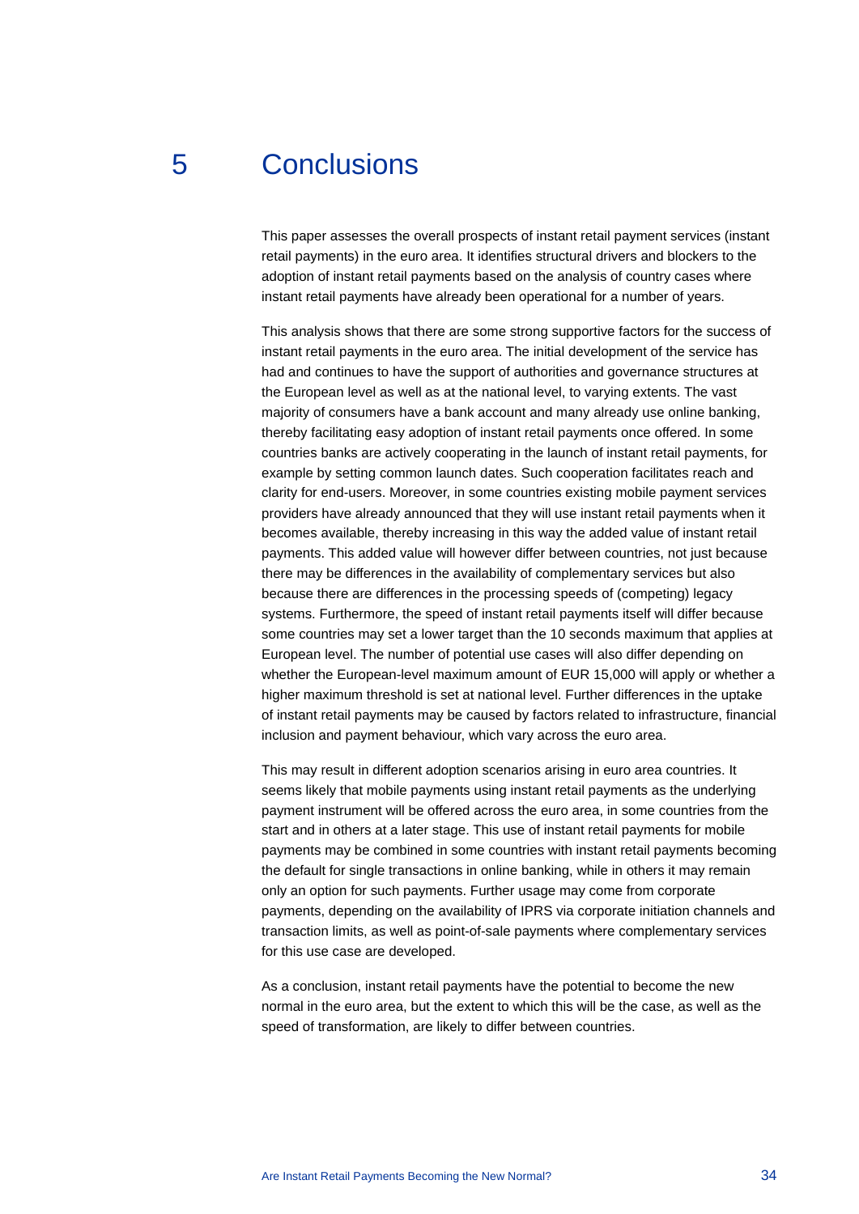# 5 Conclusions

This paper assesses the overall prospects of instant retail payment services (instant retail payments) in the euro area. It identifies structural drivers and blockers to the adoption of instant retail payments based on the analysis of country cases where instant retail payments have already been operational for a number of years.

This analysis shows that there are some strong supportive factors for the success of instant retail payments in the euro area. The initial development of the service has had and continues to have the support of authorities and governance structures at the European level as well as at the national level, to varying extents. The vast majority of consumers have a bank account and many already use online banking, thereby facilitating easy adoption of instant retail payments once offered. In some countries banks are actively cooperating in the launch of instant retail payments, for example by setting common launch dates. Such cooperation facilitates reach and clarity for end-users. Moreover, in some countries existing mobile payment services providers have already announced that they will use instant retail payments when it becomes available, thereby increasing in this way the added value of instant retail payments. This added value will however differ between countries, not just because there may be differences in the availability of complementary services but also because there are differences in the processing speeds of (competing) legacy systems. Furthermore, the speed of instant retail payments itself will differ because some countries may set a lower target than the 10 seconds maximum that applies at European level. The number of potential use cases will also differ depending on whether the European-level maximum amount of EUR 15,000 will apply or whether a higher maximum threshold is set at national level. Further differences in the uptake of instant retail payments may be caused by factors related to infrastructure, financial inclusion and payment behaviour, which vary across the euro area.

This may result in different adoption scenarios arising in euro area countries. It seems likely that mobile payments using instant retail payments as the underlying payment instrument will be offered across the euro area, in some countries from the start and in others at a later stage. This use of instant retail payments for mobile payments may be combined in some countries with instant retail payments becoming the default for single transactions in online banking, while in others it may remain only an option for such payments. Further usage may come from corporate payments, depending on the availability of IPRS via corporate initiation channels and transaction limits, as well as point-of-sale payments where complementary services for this use case are developed.

As a conclusion, instant retail payments have the potential to become the new normal in the euro area, but the extent to which this will be the case, as well as the speed of transformation, are likely to differ between countries.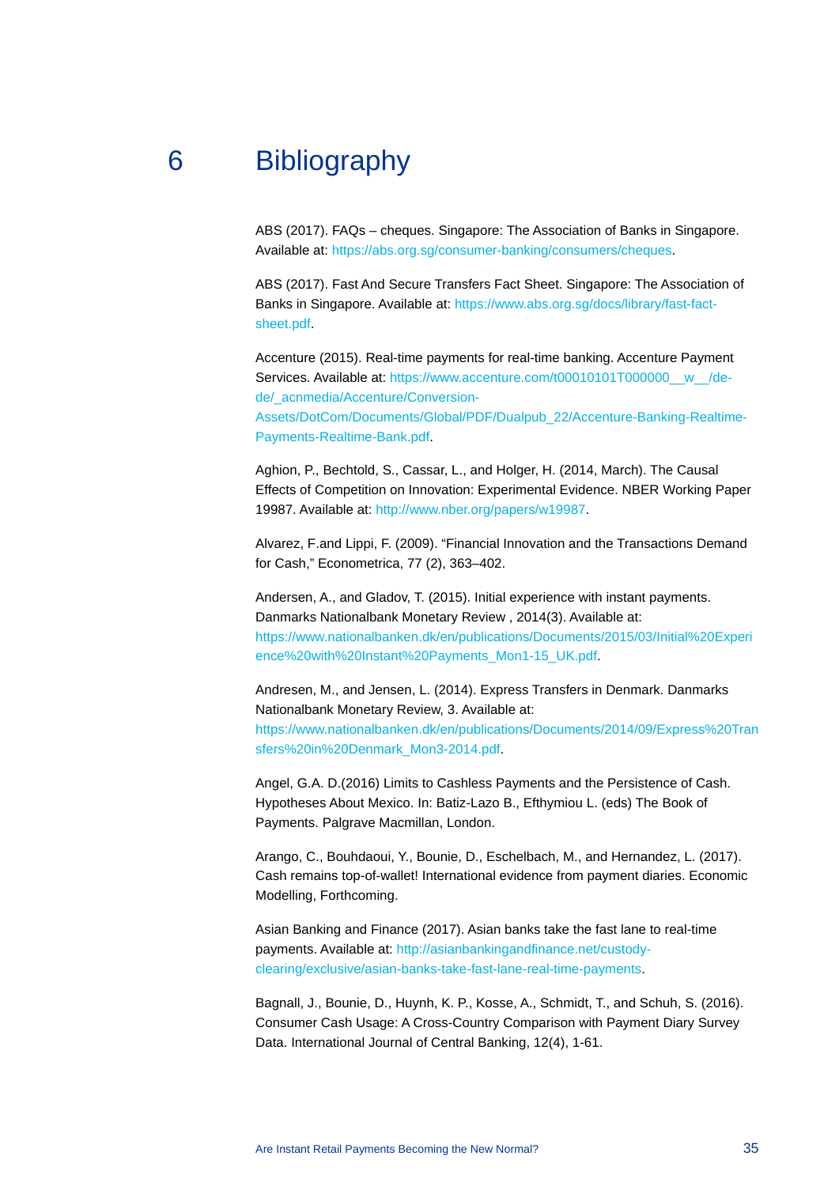# 6 Bibliography

ABS (2017). FAQs – cheques. Singapore: The Association of Banks in Singapore. Available at: https://abs.org.sg/consumer-banking/consumers/cheques.

ABS (2017). Fast And Secure Transfers Fact Sheet. Singapore: The Association of Banks in Singapore. Available at: https://www.abs.org.sg/docs/library/fast-fact-sheet.pdf.

Accenture (2015). Real-time payments for real-time banking. Accenture Payment Services. Available at: https://www.accenture.com/t00010101T000000__w__/de-de/_acnmedia/Accenture/Conversion-Assets/DotCom/Documents/Global/PDF/Dualpub_22/Accenture-Banking-Realtime-Payments-Realtime-Bank.pdf.

Aghion, P., Bechtold, S., Cassar, L., and Holger, H. (2014, March). The Causal Effects of Competition on Innovation: Experimental Evidence. NBER Working Paper 19987. Available at: http://www.nber.org/papers/w19987.

Alvarez, F.and Lippi, F. (2009). "Financial Innovation and the Transactions Demand for Cash," Econometrica, 77 (2), 363–402.

Andersen, A., and Gladov, T. (2015). Initial experience with instant payments. Danmarks Nationalbank Monetary Review , 2014(3). Available at: https://www.nationalbanken.dk/en/publications/Documents/2015/03/Initial%20Experience%20with%20Instant%20Payments_Mon1-15_UK.pdf.

Andresen, M., and Jensen, L. (2014). Express Transfers in Denmark. Danmarks Nationalbank Monetary Review, 3. Available at: https://www.nationalbanken.dk/en/publications/Documents/2014/09/Express%20Transfers%20in%20Denmark_Mon3-2014.pdf.

Angel, G.A. D.(2016) Limits to Cashless Payments and the Persistence of Cash. Hypotheses About Mexico. In: Batiz-Lazo B., Efthymiou L. (eds) The Book of Payments. Palgrave Macmillan, London.

Arango, C., Bouhdaoui, Y., Bounie, D., Eschelbach, M., and Hernandez, L. (2017). Cash remains top-of-wallet! International evidence from payment diaries. Economic Modelling, Forthcoming.

Asian Banking and Finance (2017). Asian banks take the fast lane to real-time payments. Available at: http://asianbankingandfinance.net/custody-clearing/exclusive/asian-banks-take-fast-lane-real-time-payments.

Bagnall, J., Bounie, D., Huynh, K. P., Kosse, A., Schmidt, T., and Schuh, S. (2016). Consumer Cash Usage: A Cross-Country Comparison with Payment Diary Survey Data. International Journal of Central Banking, 12(4), 1-61.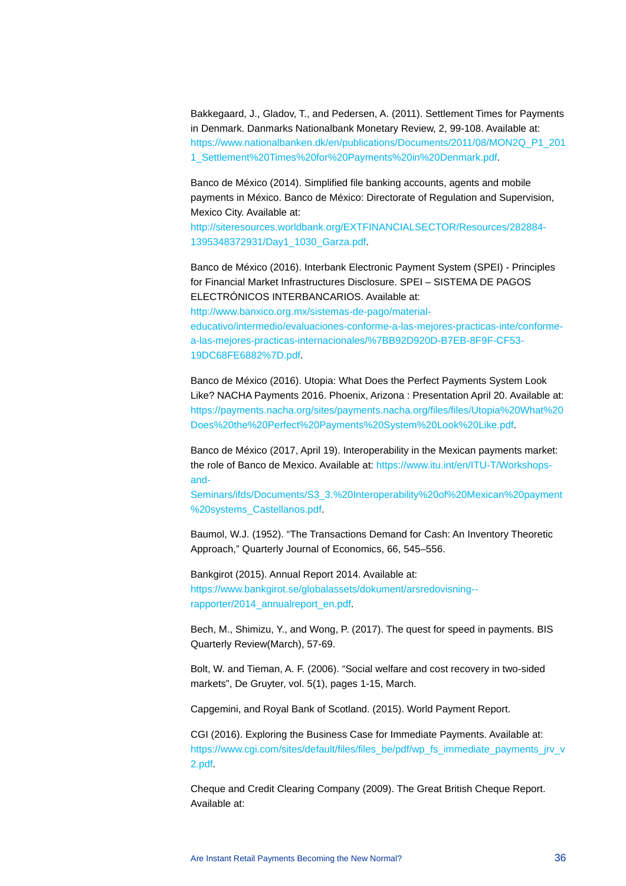Bakkegaard, J., Gladov, T., and Pedersen, A. (2011). Settlement Times for Payments in Denmark. Danmarks Nationalbank Monetary Review, 2, 99-108. Available at: https://www.nationalbanken.dk/en/publications/Documents/2011/08/MON2Q_P1_2011_Settlement%20Times%20for%20Payments%20in%20Denmark.pdf.

Banco de México (2014). Simplified file banking accounts, agents and mobile payments in México. Banco de México: Directorate of Regulation and Supervision, Mexico City. Available at: http://siteresources.worldbank.org/EXTFINANCIALSECTOR/Resources/282884-1395348372931/Day1_1030_Garza.pdf.

Banco de México (2016). Interbank Electronic Payment System (SPEI) - Principles for Financial Market Infrastructures Disclosure. SPEI – SISTEMA DE PAGOS ELECTRÓNICOS INTERBANCARIOS. Available at: http://www.banxico.org.mx/sistemas-de-pago/material-educativo/intermedio/evaluaciones-conforme-a-las-mejores-practicas-inte/conforme-a-las-mejores-practicas-internacionales/%7BB92D920D-B7EB-8F9F-CF53-19DC68FE6882%7D.pdf.

Banco de México (2016). Utopia: What Does the Perfect Payments System Look Like? NACHA Payments 2016. Phoenix, Arizona : Presentation April 20. Available at: https://payments.nacha.org/sites/payments.nacha.org/files/files/Utopia%20What%20Does%20the%20Perfect%20Payments%20System%20Look%20Like.pdf.

Banco de México (2017, April 19). Interoperability in the Mexican payments market: the role of Banco de Mexico. Available at: https://www.itu.int/en/ITU-T/Workshops-and-Seminars/ifds/Documents/S3_3.%20Interoperability%20of%20Mexican%20payment%20systems_Castellanos.pdf.

Baumol, W.J. (1952). "The Transactions Demand for Cash: An Inventory Theoretic Approach," Quarterly Journal of Economics, 66, 545–556.

Bankgirot (2015). Annual Report 2014. Available at: https://www.bankgirot.se/globalassets/dokument/arsredovisning--rapporter/2014_annualreport_en.pdf.

Bech, M., Shimizu, Y., and Wong, P. (2017). The quest for speed in payments. BIS Quarterly Review(March), 57-69.

Bolt, W. and Tieman, A. F. (2006). "Social welfare and cost recovery in two-sided markets", De Gruyter, vol. 5(1), pages 1-15, March.

Capgemini, and Royal Bank of Scotland. (2015). World Payment Report.

CGI (2016). Exploring the Business Case for Immediate Payments. Available at: https://www.cgi.com/sites/default/files/files_be/pdf/wp_fs_immediate_payments_jrv_v2.pdf.

Cheque and Credit Clearing Company (2009). The Great British Cheque Report. Available at: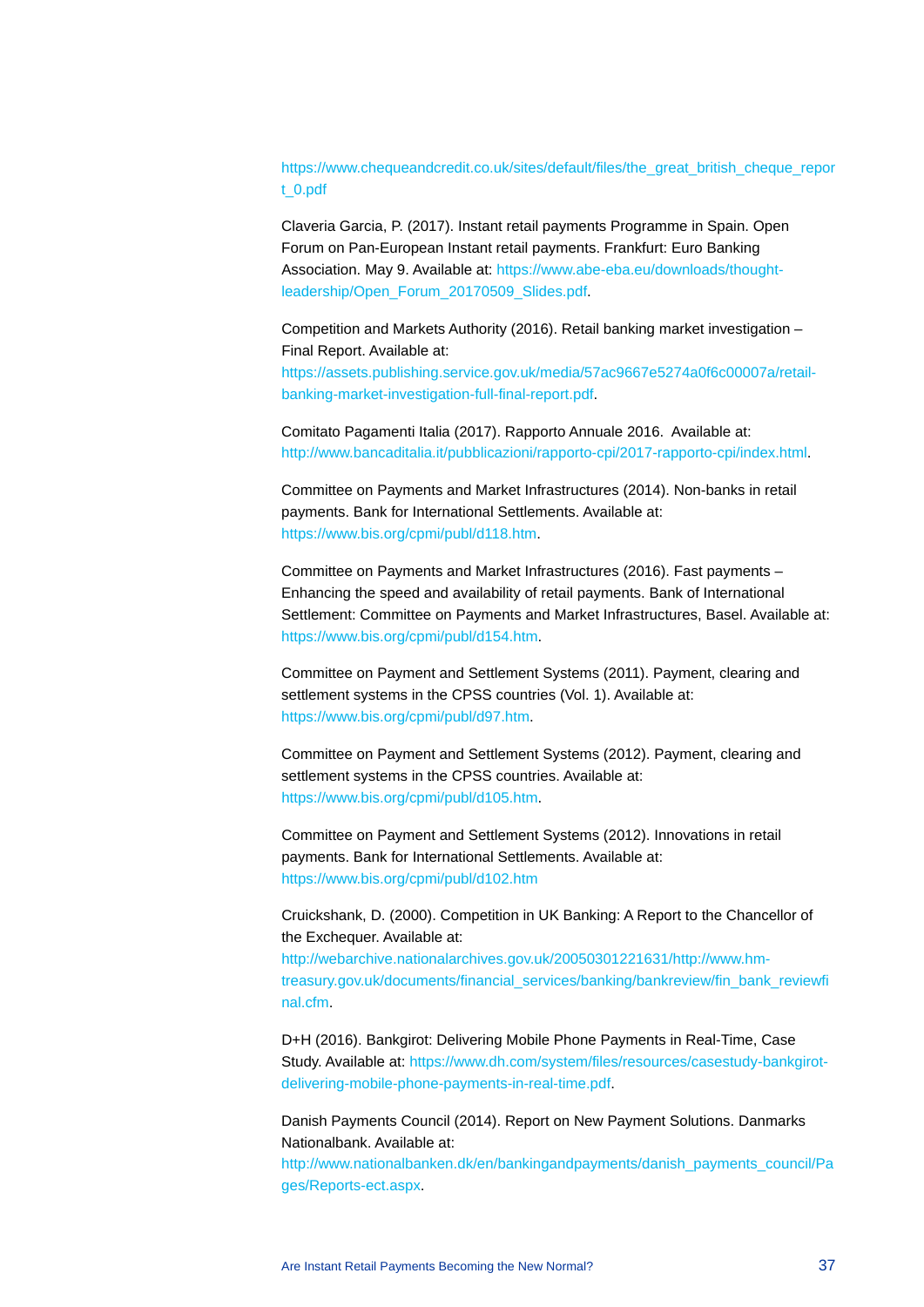https://www.chequeandcredit.co.uk/sites/default/files/the_great_british_cheque_report_0.pdf

Claveria Garcia, P. (2017). Instant retail payments Programme in Spain. Open Forum on Pan-European Instant retail payments. Frankfurt: Euro Banking Association. May 9. Available at: https://www.abe-eba.eu/downloads/thought-leadership/Open_Forum_20170509_Slides.pdf.

Competition and Markets Authority (2016). Retail banking market investigation – Final Report. Available at: https://assets.publishing.service.gov.uk/media/57ac9667e5274a0f6c00007a/retail-banking-market-investigation-full-final-report.pdf.

Comitato Pagamenti Italia (2017). Rapporto Annuale 2016. Available at: http://www.bancaditalia.it/pubblicazioni/rapporto-cpi/2017-rapporto-cpi/index.html.

Committee on Payments and Market Infrastructures (2014). Non-banks in retail payments. Bank for International Settlements. Available at: https://www.bis.org/cpmi/publ/d118.htm.

Committee on Payments and Market Infrastructures (2016). Fast payments – Enhancing the speed and availability of retail payments. Bank of International Settlement: Committee on Payments and Market Infrastructures, Basel. Available at: https://www.bis.org/cpmi/publ/d154.htm.

Committee on Payment and Settlement Systems (2011). Payment, clearing and settlement systems in the CPSS countries (Vol. 1). Available at: https://www.bis.org/cpmi/publ/d97.htm.

Committee on Payment and Settlement Systems (2012). Payment, clearing and settlement systems in the CPSS countries. Available at: https://www.bis.org/cpmi/publ/d105.htm.

Committee on Payment and Settlement Systems (2012). Innovations in retail payments. Bank for International Settlements. Available at: https://www.bis.org/cpmi/publ/d102.htm

Cruickshank, D. (2000). Competition in UK Banking: A Report to the Chancellor of the Exchequer. Available at: http://webarchive.nationalarchives.gov.uk/20050301221631/http://www.hm-treasury.gov.uk/documents/financial_services/banking/bankreview/fin_bank_reviewfinal.cfm.

D+H (2016). Bankgirot: Delivering Mobile Phone Payments in Real-Time, Case Study. Available at: https://www.dh.com/system/files/resources/casestudy-bankgirot-delivering-mobile-phone-payments-in-real-time.pdf.

Danish Payments Council (2014). Report on New Payment Solutions. Danmarks Nationalbank. Available at: http://www.nationalbanken.dk/en/bankingandpayments/danish_payments_council/Pages/Reports-ect.aspx.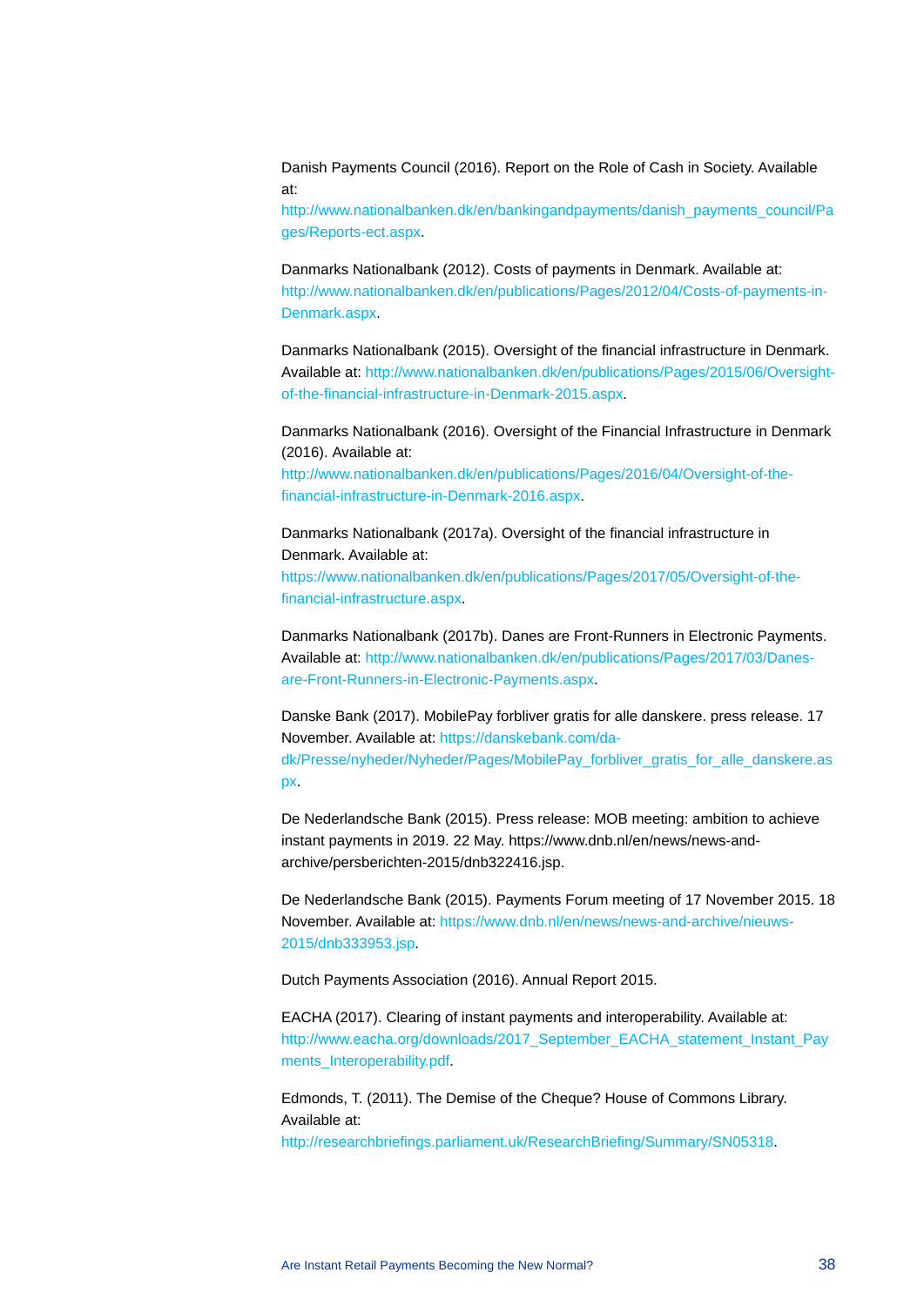Danish Payments Council (2016). Report on the Role of Cash in Society. Available at: http://www.nationalbanken.dk/en/bankingandpayments/danish_payments_council/Pages/Reports-ect.aspx.

Danmarks Nationalbank (2012). Costs of payments in Denmark. Available at: http://www.nationalbanken.dk/en/publications/Pages/2012/04/Costs-of-payments-in-Denmark.aspx.

Danmarks Nationalbank (2015). Oversight of the financial infrastructure in Denmark. Available at: http://www.nationalbanken.dk/en/publications/Pages/2015/06/Oversight-of-the-financial-infrastructure-in-Denmark-2015.aspx.

Danmarks Nationalbank (2016). Oversight of the Financial Infrastructure in Denmark (2016). Available at: http://www.nationalbanken.dk/en/publications/Pages/2016/04/Oversight-of-the-financial-infrastructure-in-Denmark-2016.aspx.

Danmarks Nationalbank (2017a). Oversight of the financial infrastructure in Denmark. Available at: https://www.nationalbanken.dk/en/publications/Pages/2017/05/Oversight-of-the-financial-infrastructure.aspx.

Danmarks Nationalbank (2017b). Danes are Front-Runners in Electronic Payments. Available at: http://www.nationalbanken.dk/en/publications/Pages/2017/03/Danes-are-Front-Runners-in-Electronic-Payments.aspx.

Danske Bank (2017). MobilePay forbliver gratis for alle danskere. press release. 17 November. Available at: https://danskebank.com/da-dk/Presse/nyheder/Nyheder/Pages/MobilePay_forbliver_gratis_for_alle_danskere.aspx.

De Nederlandsche Bank (2015). Press release: MOB meeting: ambition to achieve instant payments in 2019. 22 May. https://www.dnb.nl/en/news/news-and-archive/persberichten-2015/dnb322416.jsp.

De Nederlandsche Bank (2015). Payments Forum meeting of 17 November 2015. 18 November. Available at: https://www.dnb.nl/en/news/news-and-archive/nieuws-2015/dnb333953.jsp.

Dutch Payments Association (2016). Annual Report 2015.

EACHA (2017). Clearing of instant payments and interoperability. Available at: http://www.eacha.org/downloads/2017_September_EACHA_statement_Instant_Payments_Interoperability.pdf.

Edmonds, T. (2011). The Demise of the Cheque? House of Commons Library. Available at: http://researchbriefings.parliament.uk/ResearchBriefing/Summary/SN05318.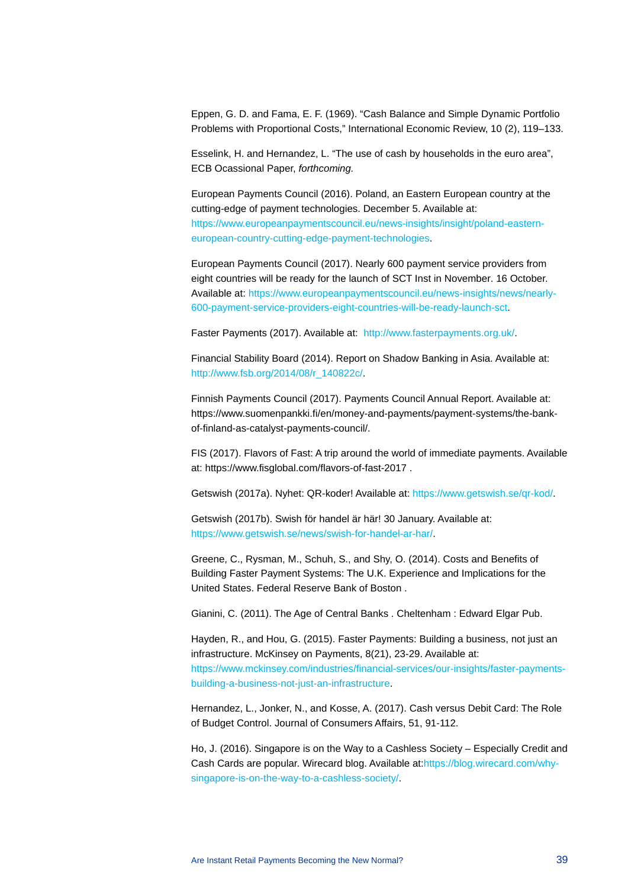Eppen, G. D. and Fama, E. F. (1969). “Cash Balance and Simple Dynamic Portfolio Problems with Proportional Costs,” International Economic Review, 10 (2), 119–133.

Esselink, H. and Hernandez, L. “The use of cash by households in the euro area”, ECB Ocassional Paper, *forthcoming.*

European Payments Council (2016). Poland, an Eastern European country at the cutting-edge of payment technologies. December 5. Available at: https://www.europeanpaymentscouncil.eu/news-insights/insight/poland-eastern-european-country-cutting-edge-payment-technologies.

European Payments Council (2017). Nearly 600 payment service providers from eight countries will be ready for the launch of SCT Inst in November. 16 October. Available at: https://www.europeanpaymentscouncil.eu/news-insights/news/nearly-600-payment-service-providers-eight-countries-will-be-ready-launch-sct.

Faster Payments (2017). Available at: http://www.fasterpayments.org.uk/.

Financial Stability Board (2014). Report on Shadow Banking in Asia. Available at: http://www.fsb.org/2014/08/r_140822c/.

Finnish Payments Council (2017). Payments Council Annual Report. Available at: https://www.suomenpankki.fi/en/money-and-payments/payment-systems/the-bank-of-finland-as-catalyst-payments-council/.

FIS (2017). Flavors of Fast: A trip around the world of immediate payments. Available at: https://www.fisglobal.com/flavors-of-fast-2017 .

Getswish (2017a). Nyhet: QR-koder! Available at: https://www.getswish.se/qr-kod/.

Getswish (2017b). Swish för handel är här! 30 January. Available at: https://www.getswish.se/news/swish-for-handel-ar-har/.

Greene, C., Rysman, M., Schuh, S., and Shy, O. (2014). Costs and Benefits of Building Faster Payment Systems: The U.K. Experience and Implications for the United States. Federal Reserve Bank of Boston .

Gianini, C. (2011). The Age of Central Banks . Cheltenham : Edward Elgar Pub.

Hayden, R., and Hou, G. (2015). Faster Payments: Building a business, not just an infrastructure. McKinsey on Payments, 8(21), 23-29. Available at: https://www.mckinsey.com/industries/financial-services/our-insights/faster-payments-building-a-business-not-just-an-infrastructure.

Hernandez, L., Jonker, N., and Kosse, A. (2017). Cash versus Debit Card: The Role of Budget Control. Journal of Consumers Affairs, 51, 91-112.

Ho, J. (2016). Singapore is on the Way to a Cashless Society – Especially Credit and Cash Cards are popular. Wirecard blog. Available at:https://blog.wirecard.com/why-singapore-is-on-the-way-to-a-cashless-society/.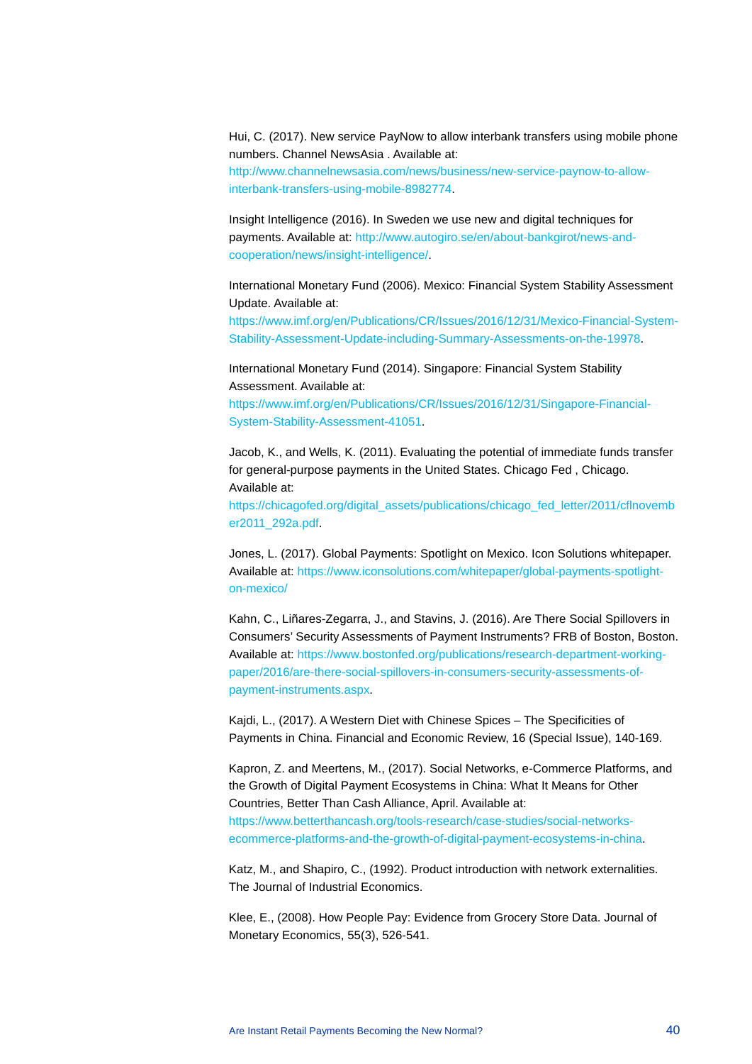Hui, C. (2017). New service PayNow to allow interbank transfers using mobile phone numbers. Channel NewsAsia . Available at: http://www.channelnewsasia.com/news/business/new-service-paynow-to-allow-interbank-transfers-using-mobile-8982774.

Insight Intelligence (2016). In Sweden we use new and digital techniques for payments. Available at: http://www.autogiro.se/en/about-bankgirot/news-and-cooperation/news/insight-intelligence/.

International Monetary Fund (2006). Mexico: Financial System Stability Assessment Update. Available at: https://www.imf.org/en/Publications/CR/Issues/2016/12/31/Mexico-Financial-System-Stability-Assessment-Update-including-Summary-Assessments-on-the-19978.

International Monetary Fund (2014). Singapore: Financial System Stability Assessment. Available at: https://www.imf.org/en/Publications/CR/Issues/2016/12/31/Singapore-Financial-System-Stability-Assessment-41051.

Jacob, K., and Wells, K. (2011). Evaluating the potential of immediate funds transfer for general-purpose payments in the United States. Chicago Fed , Chicago. Available at: https://chicagofed.org/digital_assets/publications/chicago_fed_letter/2011/cflnovember2011_292a.pdf.

Jones, L. (2017). Global Payments: Spotlight on Mexico. Icon Solutions whitepaper. Available at: https://www.iconsolutions.com/whitepaper/global-payments-spotlight-on-mexico/

Kahn, C., Liñares-Zegarra, J., and Stavins, J. (2016). Are There Social Spillovers in Consumers' Security Assessments of Payment Instruments? FRB of Boston, Boston. Available at: https://www.bostonfed.org/publications/research-department-working-paper/2016/are-there-social-spillovers-in-consumers-security-assessments-of-payment-instruments.aspx.

Kajdi, L., (2017). A Western Diet with Chinese Spices – The Specificities of Payments in China. Financial and Economic Review, 16 (Special Issue), 140-169.

Kapron, Z. and Meertens, M., (2017). Social Networks, e-Commerce Platforms, and the Growth of Digital Payment Ecosystems in China: What It Means for Other Countries, Better Than Cash Alliance, April. Available at: https://www.betterthancash.org/tools-research/case-studies/social-networks-ecommerce-platforms-and-the-growth-of-digital-payment-ecosystems-in-china.

Katz, M., and Shapiro, C., (1992). Product introduction with network externalities. The Journal of Industrial Economics.

Klee, E., (2008). How People Pay: Evidence from Grocery Store Data. Journal of Monetary Economics, 55(3), 526-541.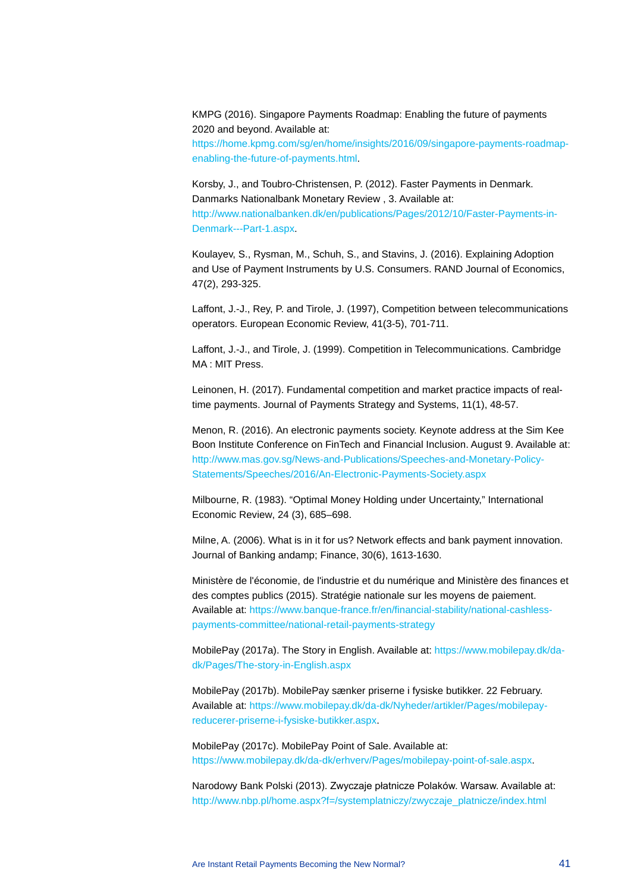KMPG (2016). Singapore Payments Roadmap: Enabling the future of payments 2020 and beyond. Available at: https://home.kpmg.com/sg/en/home/insights/2016/09/singapore-payments-roadmap-enabling-the-future-of-payments.html.

Korsby, J., and Toubro-Christensen, P. (2012). Faster Payments in Denmark. Danmarks Nationalbank Monetary Review , 3. Available at: http://www.nationalbanken.dk/en/publications/Pages/2012/10/Faster-Payments-in-Denmark---Part-1.aspx.

Koulayev, S., Rysman, M., Schuh, S., and Stavins, J. (2016). Explaining Adoption and Use of Payment Instruments by U.S. Consumers. RAND Journal of Economics, 47(2), 293-325.

Laffont, J.-J., Rey, P. and Tirole, J. (1997), Competition between telecommunications operators. European Economic Review, 41(3-5), 701-711.

Laffont, J.-J., and Tirole, J. (1999). Competition in Telecommunications. Cambridge MA : MIT Press.

Leinonen, H. (2017). Fundamental competition and market practice impacts of real-time payments. Journal of Payments Strategy and Systems, 11(1), 48-57.

Menon, R. (2016). An electronic payments society. Keynote address at the Sim Kee Boon Institute Conference on FinTech and Financial Inclusion. August 9. Available at: http://www.mas.gov.sg/News-and-Publications/Speeches-and-Monetary-Policy-Statements/Speeches/2016/An-Electronic-Payments-Society.aspx

Milbourne, R. (1983). "Optimal Money Holding under Uncertainty," International Economic Review, 24 (3), 685–698.

Milne, A. (2006). What is in it for us? Network effects and bank payment innovation. Journal of Banking andamp; Finance, 30(6), 1613-1630.

Ministère de l'économie, de l'industrie et du numérique and Ministère des finances et des comptes publics (2015). Stratégie nationale sur les moyens de paiement. Available at: https://www.banque-france.fr/en/financial-stability/national-cashless-payments-committee/national-retail-payments-strategy

MobilePay (2017a). The Story in English. Available at: https://www.mobilepay.dk/da-dk/Pages/The-story-in-English.aspx

MobilePay (2017b). MobilePay sænker priserne i fysiske butikker. 22 February. Available at: https://www.mobilepay.dk/da-dk/Nyheder/artikler/Pages/mobilepay-reducerer-priserne-i-fysiske-butikker.aspx.

MobilePay (2017c). MobilePay Point of Sale. Available at: https://www.mobilepay.dk/da-dk/erhverv/Pages/mobilepay-point-of-sale.aspx.

Narodowy Bank Polski (2013). Zwyczaje płatnicze Polaków. Warsaw. Available at: http://www.nbp.pl/home.aspx?f=/systemplatniczy/zwyczaje_platnicze/index.html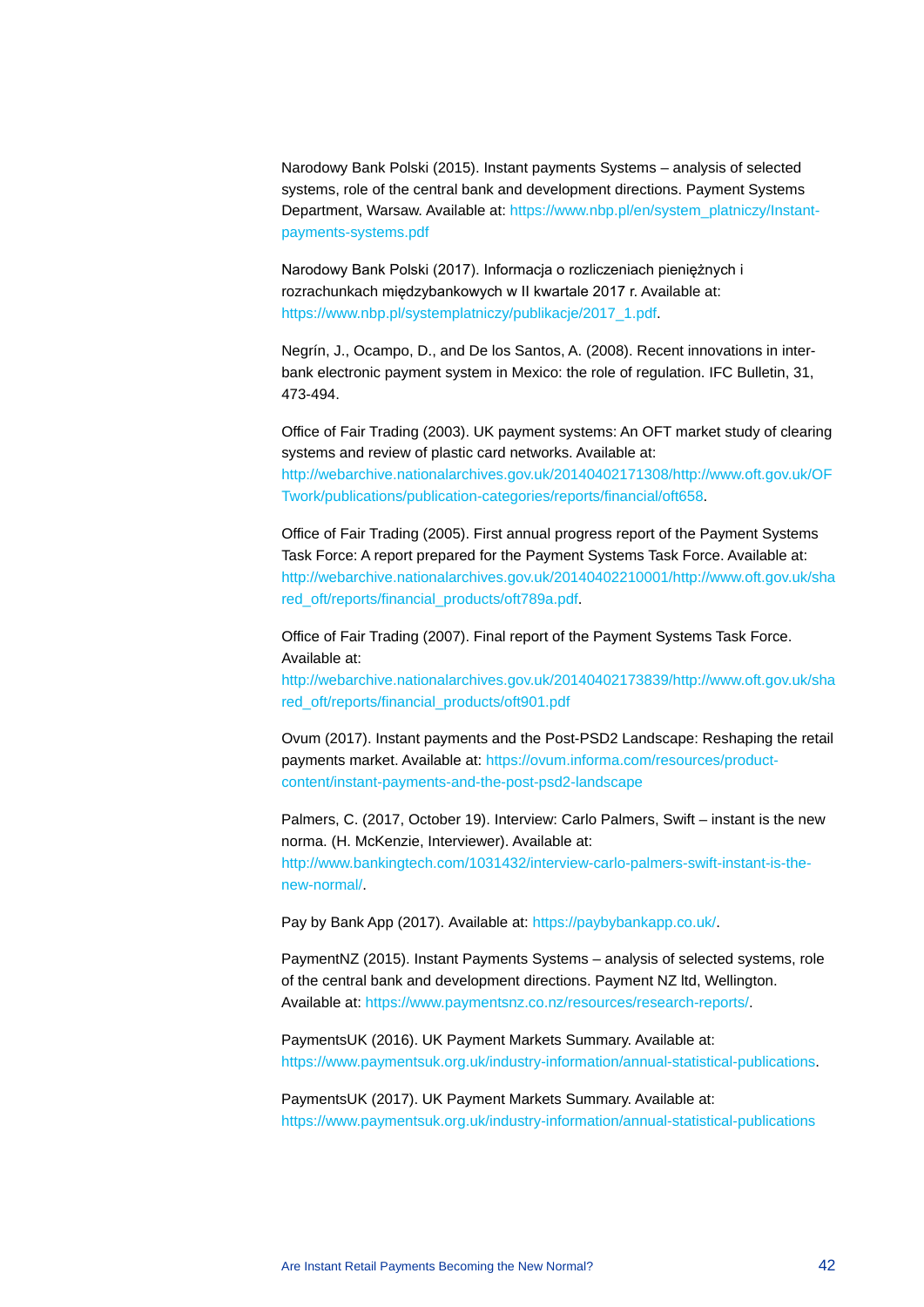Narodowy Bank Polski (2015). Instant payments Systems – analysis of selected systems, role of the central bank and development directions. Payment Systems Department, Warsaw. Available at: https://www.nbp.pl/en/system_platniczy/Instant-payments-systems.pdf

Narodowy Bank Polski (2017). Informacja o rozliczeniach pieniężnych i rozrachunkach międzybankowych w II kwartale 2017 r. Available at: https://www.nbp.pl/systemplatniczy/publikacje/2017_1.pdf.

Negrín, J., Ocampo, D., and De los Santos, A. (2008). Recent innovations in inter-bank electronic payment system in Mexico: the role of regulation. IFC Bulletin, 31, 473-494.

Office of Fair Trading (2003). UK payment systems: An OFT market study of clearing systems and review of plastic card networks. Available at: http://webarchive.nationalarchives.gov.uk/20140402171308/http://www.oft.gov.uk/OFTwork/publications/publication-categories/reports/financial/oft658.

Office of Fair Trading (2005). First annual progress report of the Payment Systems Task Force: A report prepared for the Payment Systems Task Force. Available at: http://webarchive.nationalarchives.gov.uk/20140402210001/http://www.oft.gov.uk/shared_oft/reports/financial_products/oft789a.pdf.

Office of Fair Trading (2007). Final report of the Payment Systems Task Force. Available at: http://webarchive.nationalarchives.gov.uk/20140402173839/http://www.oft.gov.uk/shared_oft/reports/financial_products/oft901.pdf

Ovum (2017). Instant payments and the Post-PSD2 Landscape: Reshaping the retail payments market. Available at: https://ovum.informa.com/resources/product-content/instant-payments-and-the-post-psd2-landscape

Palmers, C. (2017, October 19). Interview: Carlo Palmers, Swift – instant is the new norma. (H. McKenzie, Interviewer). Available at: http://www.bankingtech.com/1031432/interview-carlo-palmers-swift-instant-is-the-new-normal/.

Pay by Bank App (2017). Available at: https://paybybankapp.co.uk/.

PaymentNZ (2015). Instant Payments Systems – analysis of selected systems, role of the central bank and development directions. Payment NZ ltd, Wellington. Available at: https://www.paymentsnz.co.nz/resources/research-reports/.

PaymentsUK (2016). UK Payment Markets Summary. Available at: https://www.paymentsuk.org.uk/industry-information/annual-statistical-publications.

PaymentsUK (2017). UK Payment Markets Summary. Available at: https://www.paymentsuk.org.uk/industry-information/annual-statistical-publications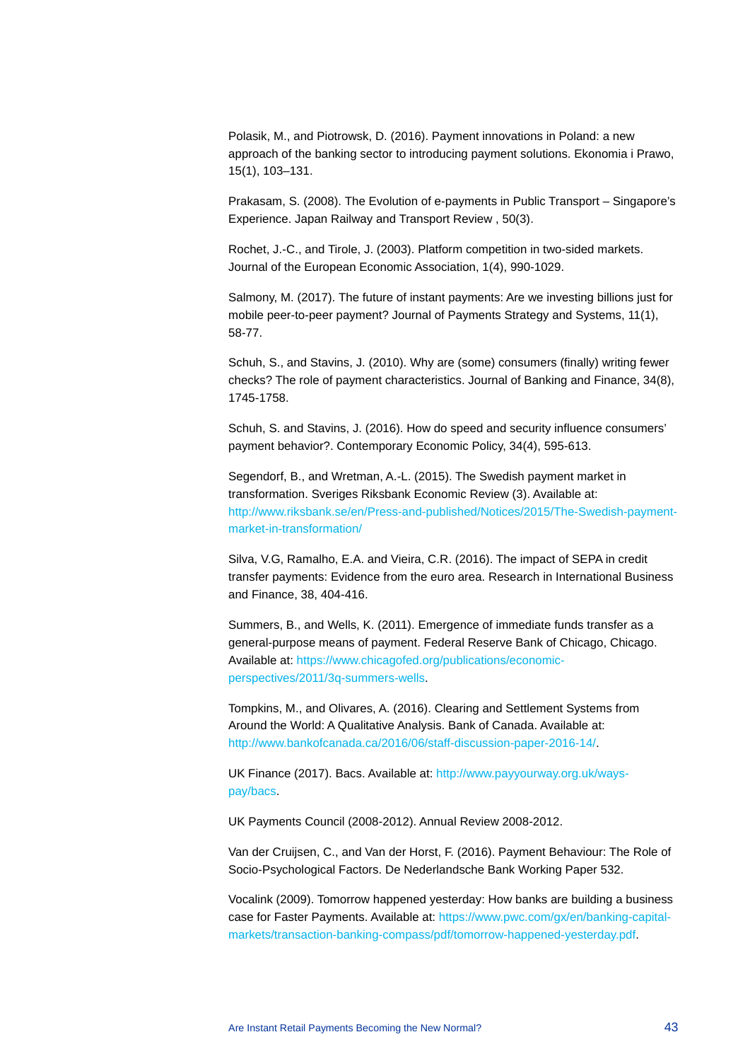Polasik, M., and Piotrowsk, D. (2016). Payment innovations in Poland: a new approach of the banking sector to introducing payment solutions. Ekonomia i Prawo, 15(1), 103–131.

Prakasam, S. (2008). The Evolution of e-payments in Public Transport – Singapore's Experience. Japan Railway and Transport Review , 50(3).

Rochet, J.-C., and Tirole, J. (2003). Platform competition in two-sided markets. Journal of the European Economic Association, 1(4), 990-1029.

Salmony, M. (2017). The future of instant payments: Are we investing billions just for mobile peer-to-peer payment? Journal of Payments Strategy and Systems, 11(1), 58-77.

Schuh, S., and Stavins, J. (2010). Why are (some) consumers (finally) writing fewer checks? The role of payment characteristics. Journal of Banking and Finance, 34(8), 1745-1758.

Schuh, S. and Stavins, J. (2016). How do speed and security influence consumers' payment behavior?. Contemporary Economic Policy, 34(4), 595-613.

Segendorf, B., and Wretman, A.-L. (2015). The Swedish payment market in transformation. Sveriges Riksbank Economic Review (3). Available at: http://www.riksbank.se/en/Press-and-published/Notices/2015/The-Swedish-payment-market-in-transformation/

Silva, V.G, Ramalho, E.A. and Vieira, C.R. (2016). The impact of SEPA in credit transfer payments: Evidence from the euro area. Research in International Business and Finance, 38, 404-416.

Summers, B., and Wells, K. (2011). Emergence of immediate funds transfer as a general-purpose means of payment. Federal Reserve Bank of Chicago, Chicago. Available at: https://www.chicagofed.org/publications/economic-perspectives/2011/3q-summers-wells.

Tompkins, M., and Olivares, A. (2016). Clearing and Settlement Systems from Around the World: A Qualitative Analysis. Bank of Canada. Available at: http://www.bankofcanada.ca/2016/06/staff-discussion-paper-2016-14/.

UK Finance (2017). Bacs. Available at: http://www.payyourway.org.uk/ways-pay/bacs.

UK Payments Council (2008-2012). Annual Review 2008-2012.

Van der Cruijsen, C., and Van der Horst, F. (2016). Payment Behaviour: The Role of Socio-Psychological Factors. De Nederlandsche Bank Working Paper 532.

Vocalink (2009). Tomorrow happened yesterday: How banks are building a business case for Faster Payments. Available at: https://www.pwc.com/gx/en/banking-capital-markets/transaction-banking-compass/pdf/tomorrow-happened-yesterday.pdf.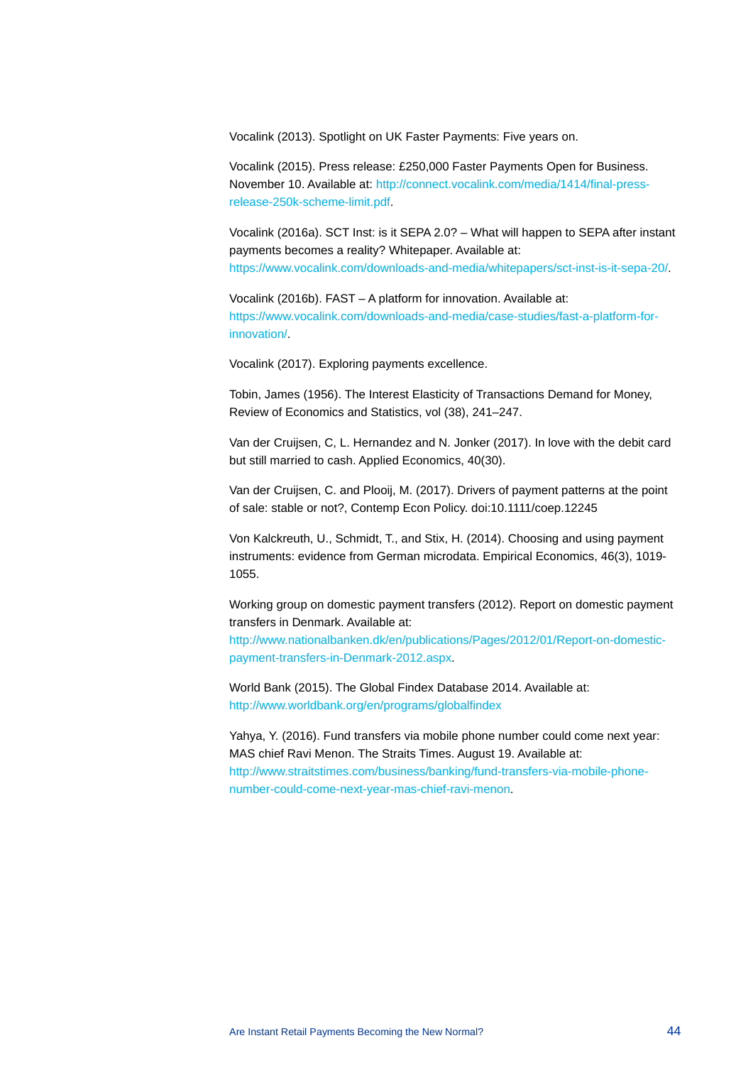Vocalink (2013). Spotlight on UK Faster Payments: Five years on.

Vocalink (2015). Press release: £250,000 Faster Payments Open for Business. November 10. Available at: http://connect.vocalink.com/media/1414/final-press-release-250k-scheme-limit.pdf.

Vocalink (2016a). SCT Inst: is it SEPA 2.0? – What will happen to SEPA after instant payments becomes a reality? Whitepaper. Available at: https://www.vocalink.com/downloads-and-media/whitepapers/sct-inst-is-it-sepa-20/.

Vocalink (2016b). FAST – A platform for innovation. Available at: https://www.vocalink.com/downloads-and-media/case-studies/fast-a-platform-for-innovation/.

Vocalink (2017). Exploring payments excellence.

Tobin, James (1956). The Interest Elasticity of Transactions Demand for Money, Review of Economics and Statistics, vol (38), 241–247.

Van der Cruijsen, C, L. Hernandez and N. Jonker (2017). In love with the debit card but still married to cash. Applied Economics, 40(30).

Van der Cruijsen, C. and Plooij, M. (2017). Drivers of payment patterns at the point of sale: stable or not?, Contemp Econ Policy. doi:10.1111/coep.12245

Von Kalckreuth, U., Schmidt, T., and Stix, H. (2014). Choosing and using payment instruments: evidence from German microdata. Empirical Economics, 46(3), 1019-1055.

Working group on domestic payment transfers (2012). Report on domestic payment transfers in Denmark. Available at: http://www.nationalbanken.dk/en/publications/Pages/2012/01/Report-on-domestic-payment-transfers-in-Denmark-2012.aspx.

World Bank (2015). The Global Findex Database 2014. Available at: http://www.worldbank.org/en/programs/globalfindex

Yahya, Y. (2016). Fund transfers via mobile phone number could come next year: MAS chief Ravi Menon. The Straits Times. August 19. Available at: http://www.straitstimes.com/business/banking/fund-transfers-via-mobile-phone-number-could-come-next-year-mas-chief-ravi-menon.